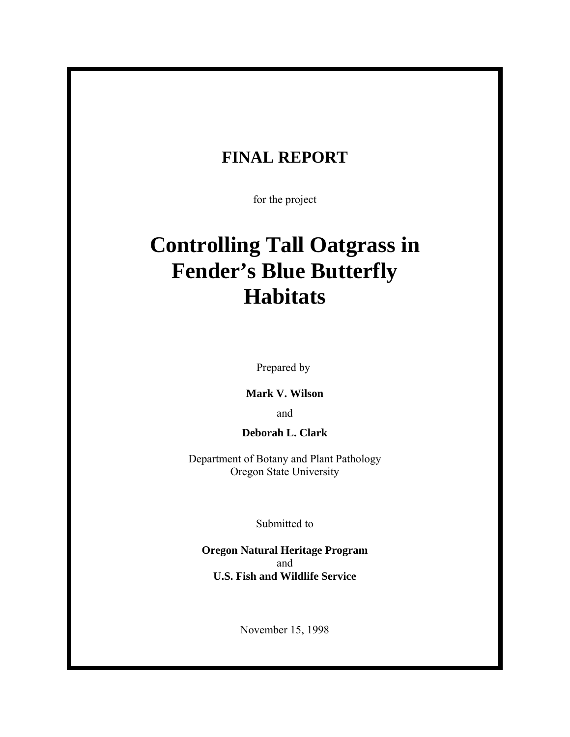## FINAL REPORT

for the project

# Controlling Tall Oatgrass in Fender's Blue Butterfly Habitats

Prepared by

**Mark V. Wilson**

and

**Deborah L. Clark**

Department of Botany and Plant Pathology
Oregon State University

Submitted to

**Oregon Natural Heritage Program**
and
**U.S. Fish and Wildlife Service**

November 15, 1998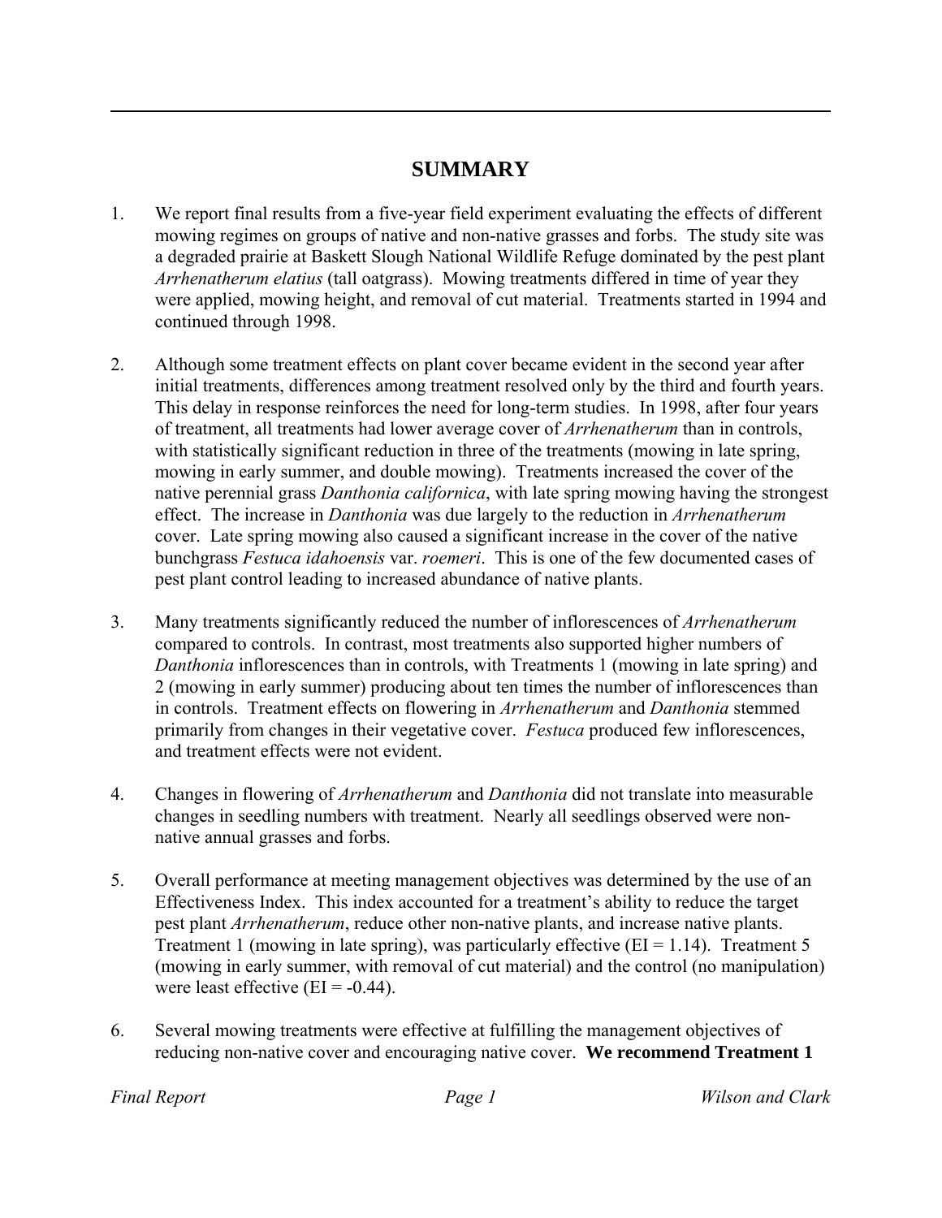# SUMMARY

1. We report final results from a five-year field experiment evaluating the effects of different mowing regimes on groups of native and non-native grasses and forbs. The study site was a degraded prairie at Baskett Slough National Wildlife Refuge dominated by the pest plant *Arrhenatherum elatius* (tall oatgrass). Mowing treatments differed in time of year they were applied, mowing height, and removal of cut material. Treatments started in 1994 and continued through 1998.

2. Although some treatment effects on plant cover became evident in the second year after initial treatments, differences among treatment resolved only by the third and fourth years. This delay in response reinforces the need for long-term studies. In 1998, after four years of treatment, all treatments had lower average cover of *Arrhenatherum* than in controls, with statistically significant reduction in three of the treatments (mowing in late spring, mowing in early summer, and double mowing). Treatments increased the cover of the native perennial grass *Danthonia californica*, with late spring mowing having the strongest effect. The increase in *Danthonia* was due largely to the reduction in *Arrhenatherum* cover. Late spring mowing also caused a significant increase in the cover of the native bunchgrass *Festuca idahoensis* var. *roemeri*. This is one of the few documented cases of pest plant control leading to increased abundance of native plants.

3. Many treatments significantly reduced the number of inflorescences of *Arrhenatherum* compared to controls. In contrast, most treatments also supported higher numbers of *Danthonia* inflorescences than in controls, with Treatments 1 (mowing in late spring) and 2 (mowing in early summer) producing about ten times the number of inflorescences than in controls. Treatment effects on flowering in *Arrhenatherum* and *Danthonia* stemmed primarily from changes in their vegetative cover. *Festuca* produced few inflorescences, and treatment effects were not evident.

4. Changes in flowering of *Arrhenatherum* and *Danthonia* did not translate into measurable changes in seedling numbers with treatment. Nearly all seedlings observed were non-native annual grasses and forbs.

5. Overall performance at meeting management objectives was determined by the use of an Effectiveness Index. This index accounted for a treatment's ability to reduce the target pest plant *Arrhenatherum*, reduce other non-native plants, and increase native plants. Treatment 1 (mowing in late spring), was particularly effective (EI = 1.14). Treatment 5 (mowing in early summer, with removal of cut material) and the control (no manipulation) were least effective (EI = -0.44).

6. Several mowing treatments were effective at fulfilling the management objectives of reducing non-native cover and encouraging native cover. **We recommend Treatment 1**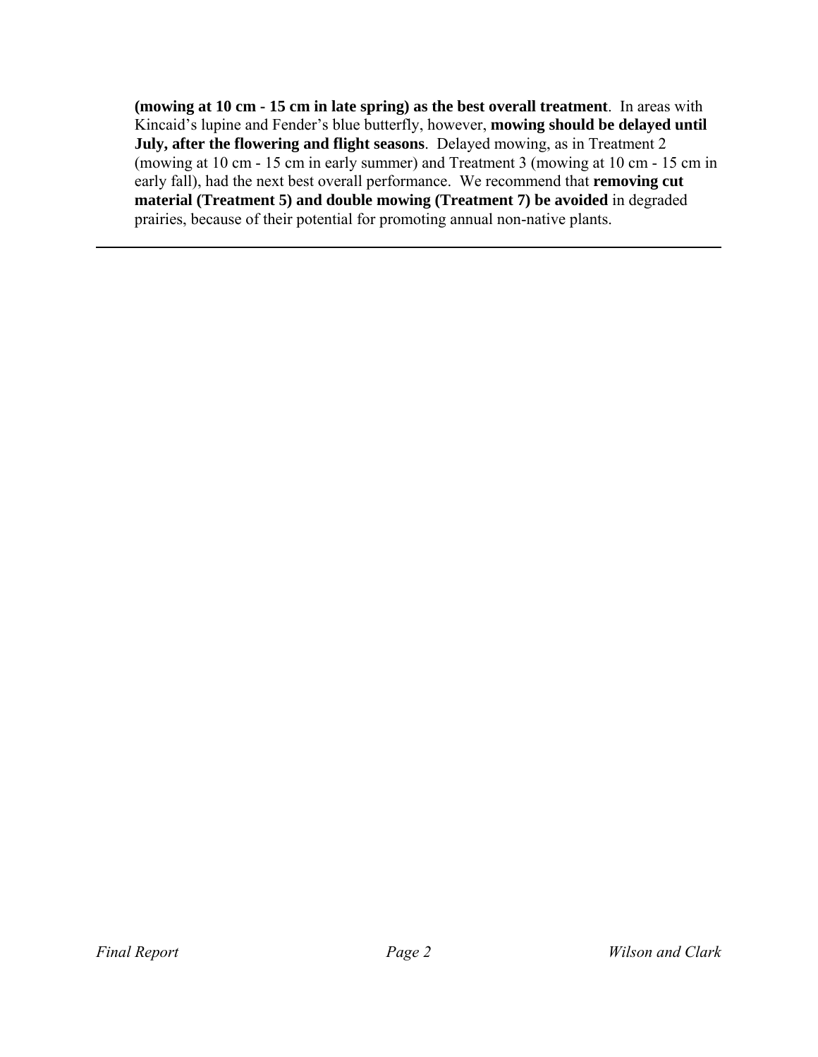**(mowing at 10 cm - 15 cm in late spring) as the best overall treatment**. In areas with Kincaid's lupine and Fender's blue butterfly, however, **mowing should be delayed until July, after the flowering and flight seasons**. Delayed mowing, as in Treatment 2 (mowing at 10 cm - 15 cm in early summer) and Treatment 3 (mowing at 10 cm - 15 cm in early fall), had the next best overall performance. We recommend that **removing cut material (Treatment 5) and double mowing (Treatment 7) be avoided** in degraded prairies, because of their potential for promoting annual non-native plants.

---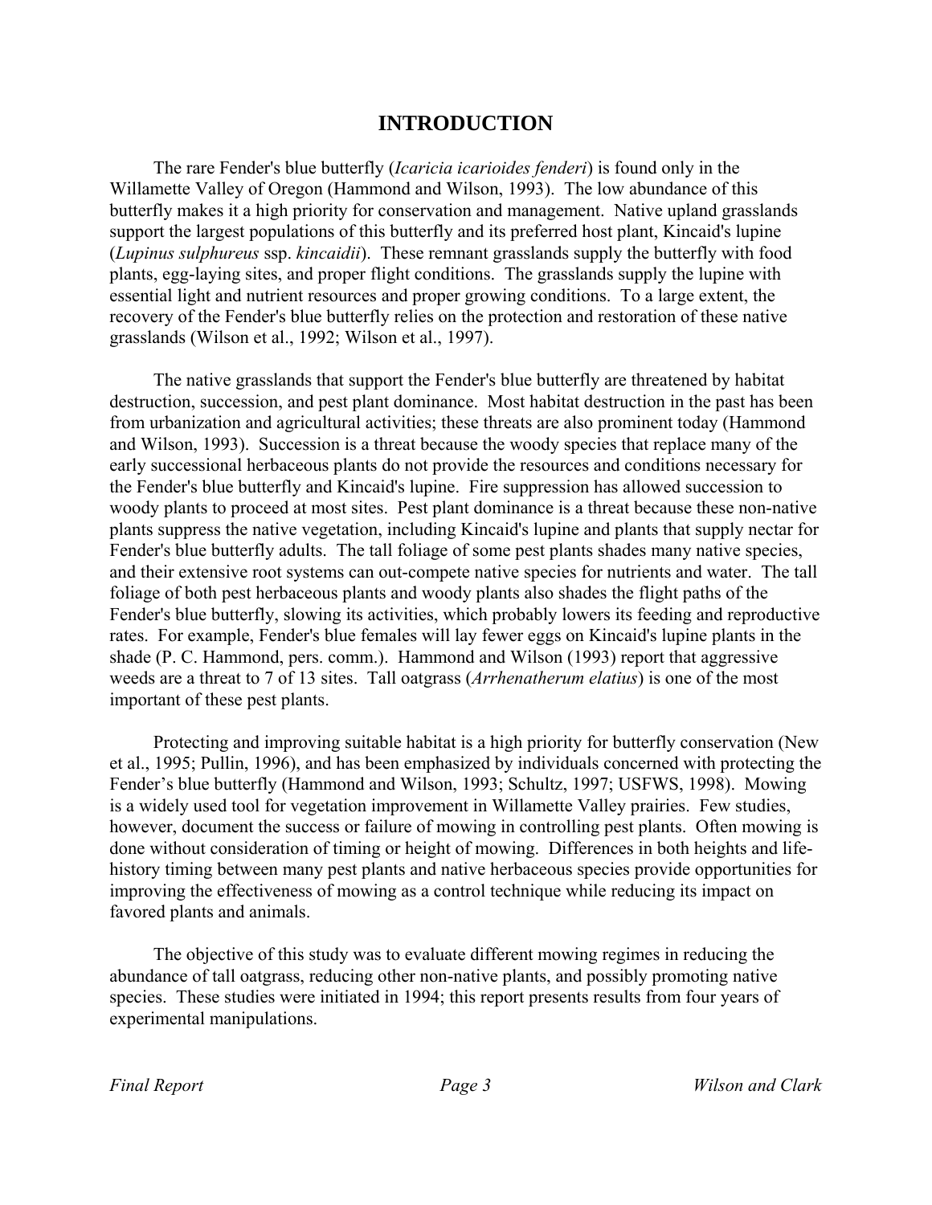# INTRODUCTION

The rare Fender's blue butterfly (*Icaricia icarioides fenderi*) is found only in the Willamette Valley of Oregon (Hammond and Wilson, 1993). The low abundance of this butterfly makes it a high priority for conservation and management. Native upland grasslands support the largest populations of this butterfly and its preferred host plant, Kincaid's lupine (*Lupinus sulphureus* ssp. *kincaidii*). These remnant grasslands supply the butterfly with food plants, egg-laying sites, and proper flight conditions. The grasslands supply the lupine with essential light and nutrient resources and proper growing conditions. To a large extent, the recovery of the Fender's blue butterfly relies on the protection and restoration of these native grasslands (Wilson et al., 1992; Wilson et al., 1997).

The native grasslands that support the Fender's blue butterfly are threatened by habitat destruction, succession, and pest plant dominance. Most habitat destruction in the past has been from urbanization and agricultural activities; these threats are also prominent today (Hammond and Wilson, 1993). Succession is a threat because the woody species that replace many of the early successional herbaceous plants do not provide the resources and conditions necessary for the Fender's blue butterfly and Kincaid's lupine. Fire suppression has allowed succession to woody plants to proceed at most sites. Pest plant dominance is a threat because these non-native plants suppress the native vegetation, including Kincaid's lupine and plants that supply nectar for Fender's blue butterfly adults. The tall foliage of some pest plants shades many native species, and their extensive root systems can out-compete native species for nutrients and water. The tall foliage of both pest herbaceous plants and woody plants also shades the flight paths of the Fender's blue butterfly, slowing its activities, which probably lowers its feeding and reproductive rates. For example, Fender's blue females will lay fewer eggs on Kincaid's lupine plants in the shade (P. C. Hammond, pers. comm.). Hammond and Wilson (1993) report that aggressive weeds are a threat to 7 of 13 sites. Tall oatgrass (*Arrhenatherum elatius*) is one of the most important of these pest plants.

Protecting and improving suitable habitat is a high priority for butterfly conservation (New et al., 1995; Pullin, 1996), and has been emphasized by individuals concerned with protecting the Fender's blue butterfly (Hammond and Wilson, 1993; Schultz, 1997; USFWS, 1998). Mowing is a widely used tool for vegetation improvement in Willamette Valley prairies. Few studies, however, document the success or failure of mowing in controlling pest plants. Often mowing is done without consideration of timing or height of mowing. Differences in both heights and life-history timing between many pest plants and native herbaceous species provide opportunities for improving the effectiveness of mowing as a control technique while reducing its impact on favored plants and animals.

The objective of this study was to evaluate different mowing regimes in reducing the abundance of tall oatgrass, reducing other non-native plants, and possibly promoting native species. These studies were initiated in 1994; this report presents results from four years of experimental manipulations.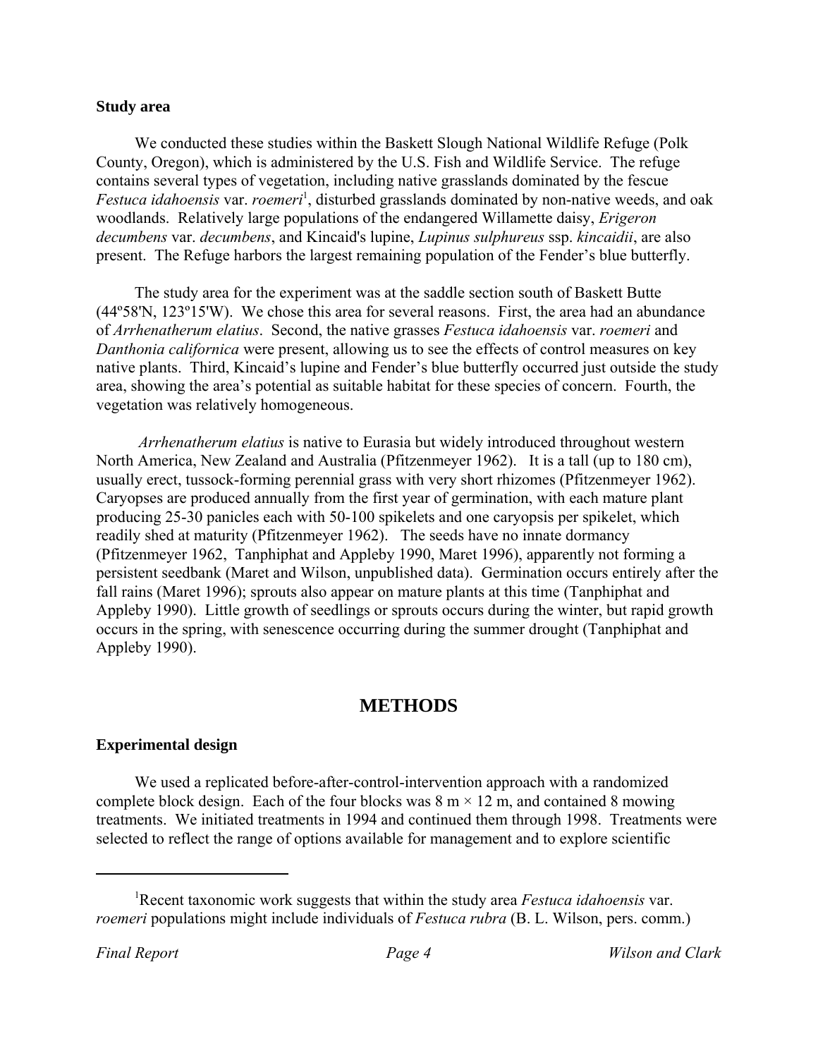### Study area

We conducted these studies within the Baskett Slough National Wildlife Refuge (Polk County, Oregon), which is administered by the U.S. Fish and Wildlife Service. The refuge contains several types of vegetation, including native grasslands dominated by the fescue *Festuca idahoensis* var. *roemeri*[1], disturbed grasslands dominated by non-native weeds, and oak woodlands. Relatively large populations of the endangered Willamette daisy, *Erigeron decumbens* var. *decumbens*, and Kincaid's lupine, *Lupinus sulphureus* ssp. *kincaidii*, are also present. The Refuge harbors the largest remaining population of the Fender's blue butterfly.

The study area for the experiment was at the saddle section south of Baskett Butte (44º58'N, 123º15'W). We chose this area for several reasons. First, the area had an abundance of *Arrhenatherum elatius*. Second, the native grasses *Festuca idahoensis* var. *roemeri* and *Danthonia californica* were present, allowing us to see the effects of control measures on key native plants. Third, Kincaid's lupine and Fender's blue butterfly occurred just outside the study area, showing the area's potential as suitable habitat for these species of concern. Fourth, the vegetation was relatively homogeneous.

*Arrhenatherum elatius* is native to Eurasia but widely introduced throughout western North America, New Zealand and Australia (Pfitzenmeyer 1962). It is a tall (up to 180 cm), usually erect, tussock-forming perennial grass with very short rhizomes (Pfitzenmeyer 1962). Caryopses are produced annually from the first year of germination, with each mature plant producing 25-30 panicles each with 50-100 spikelets and one caryopsis per spikelet, which readily shed at maturity (Pfitzenmeyer 1962). The seeds have no innate dormancy (Pfitzenmeyer 1962, Tanphiphat and Appleby 1990, Maret 1996), apparently not forming a persistent seedbank (Maret and Wilson, unpublished data). Germination occurs entirely after the fall rains (Maret 1996); sprouts also appear on mature plants at this time (Tanphiphat and Appleby 1990). Little growth of seedlings or sprouts occurs during the winter, but rapid growth occurs in the spring, with senescence occurring during the summer drought (Tanphiphat and Appleby 1990).

## METHODS

### Experimental design

We used a replicated before-after-control-intervention approach with a randomized complete block design. Each of the four blocks was 8 m × 12 m, and contained 8 mowing treatments. We initiated treatments in 1994 and continued them through 1998. Treatments were selected to reflect the range of options available for management and to explore scientific

---

[1]Recent taxonomic work suggests that within the study area *Festuca idahoensis* var. *roemeri* populations might include individuals of *Festuca rubra* (B. L. Wilson, pers. comm.)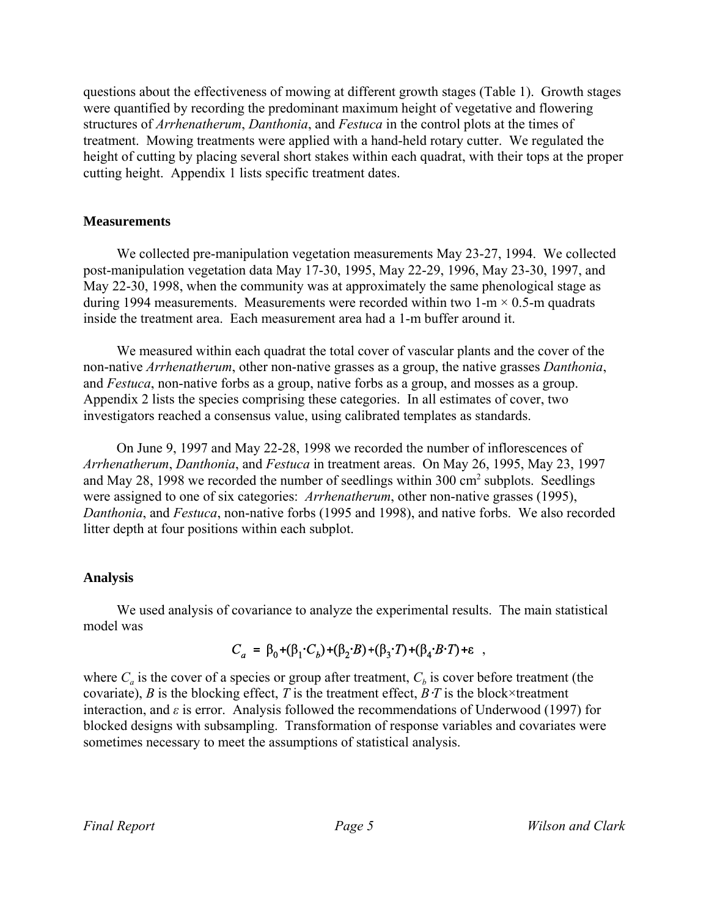questions about the effectiveness of mowing at different growth stages (Table 1). Growth stages were quantified by recording the predominant maximum height of vegetative and flowering structures of *Arrhenatherum*, *Danthonia*, and *Festuca* in the control plots at the times of treatment. Mowing treatments were applied with a hand-held rotary cutter. We regulated the height of cutting by placing several short stakes within each quadrat, with their tops at the proper cutting height. Appendix 1 lists specific treatment dates.

### Measurements

We collected pre-manipulation vegetation measurements May 23-27, 1994. We collected post-manipulation vegetation data May 17-30, 1995, May 22-29, 1996, May 23-30, 1997, and May 22-30, 1998, when the community was at approximately the same phenological stage as during 1994 measurements. Measurements were recorded within two 1-m × 0.5-m quadrats inside the treatment area. Each measurement area had a 1-m buffer around it.

We measured within each quadrat the total cover of vascular plants and the cover of the non-native *Arrhenatherum*, other non-native grasses as a group, the native grasses *Danthonia*, and *Festuca*, non-native forbs as a group, native forbs as a group, and mosses as a group. Appendix 2 lists the species comprising these categories. In all estimates of cover, two investigators reached a consensus value, using calibrated templates as standards.

On June 9, 1997 and May 22-28, 1998 we recorded the number of inflorescences of *Arrhenatherum*, *Danthonia*, and *Festuca* in treatment areas. On May 26, 1995, May 23, 1997 and May 28, 1998 we recorded the number of seedlings within 300 $cm^2$ subplots. Seedlings were assigned to one of six categories: *Arrhenatherum*, other non-native grasses (1995), *Danthonia*, and *Festuca*, non-native forbs (1995 and 1998), and native forbs. We also recorded litter depth at four positions within each subplot.

### Analysis

We used analysis of covariance to analyze the experimental results. The main statistical model was

$$C_a = \beta_0 + (\beta_1 \cdot C_b) + (\beta_2 \cdot B) + (\beta_3 \cdot T) + (\beta_4 \cdot B \cdot T) + \varepsilon \quad ,$$

where $C_a$ is the cover of a species or group after treatment, $C_b$ is cover before treatment (the covariate), $B$ is the blocking effect, $T$ is the treatment effect, $B \cdot T$ is the block×treatment interaction, and $\varepsilon$ is error. Analysis followed the recommendations of Underwood (1997) for blocked designs with subsampling. Transformation of response variables and covariates were sometimes necessary to meet the assumptions of statistical analysis.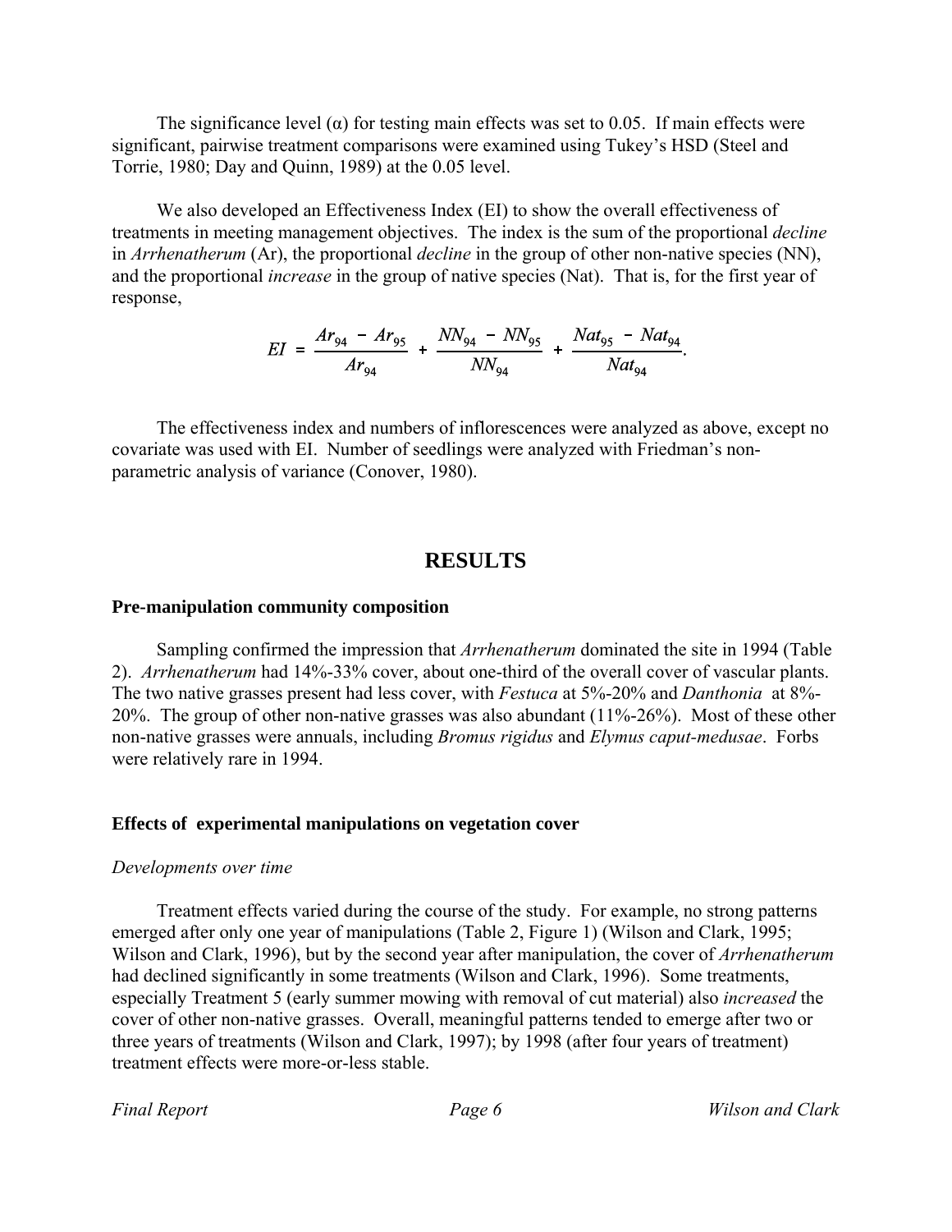The significance level (α) for testing main effects was set to 0.05. If main effects were significant, pairwise treatment comparisons were examined using Tukey's HSD (Steel and Torrie, 1980; Day and Quinn, 1989) at the 0.05 level.

We also developed an Effectiveness Index (EI) to show the overall effectiveness of treatments in meeting management objectives. The index is the sum of the proportional *decline* in *Arrhenatherum* (Ar), the proportional *decline* in the group of other non-native species (NN), and the proportional *increase* in the group of native species (Nat). That is, for the first year of response,

$$EI = \frac{Ar_{94} - Ar_{95}}{Ar_{94}} + \frac{NN_{94} - NN_{95}}{NN_{94}} + \frac{Nat_{95} - Nat_{94}}{Nat_{94}}.$$

The effectiveness index and numbers of inflorescences were analyzed as above, except no covariate was used with EI. Number of seedlings were analyzed with Friedman's non-parametric analysis of variance (Conover, 1980).

## RESULTS

### Pre-manipulation community composition

Sampling confirmed the impression that *Arrhenatherum* dominated the site in 1994 (Table 2). *Arrhenatherum* had 14%-33% cover, about one-third of the overall cover of vascular plants. The two native grasses present had less cover, with *Festuca* at 5%-20% and *Danthonia* at 8%-20%. The group of other non-native grasses was also abundant (11%-26%). Most of these other non-native grasses were annuals, including *Bromus rigidus* and *Elymus caput-medusae*. Forbs were relatively rare in 1994.

### Effects of experimental manipulations on vegetation cover

*Developments over time*

Treatment effects varied during the course of the study. For example, no strong patterns emerged after only one year of manipulations (Table 2, Figure 1) (Wilson and Clark, 1995; Wilson and Clark, 1996), but by the second year after manipulation, the cover of *Arrhenatherum* had declined significantly in some treatments (Wilson and Clark, 1996). Some treatments, especially Treatment 5 (early summer mowing with removal of cut material) also *increased* the cover of other non-native grasses. Overall, meaningful patterns tended to emerge after two or three years of treatments (Wilson and Clark, 1997); by 1998 (after four years of treatment) treatment effects were more-or-less stable.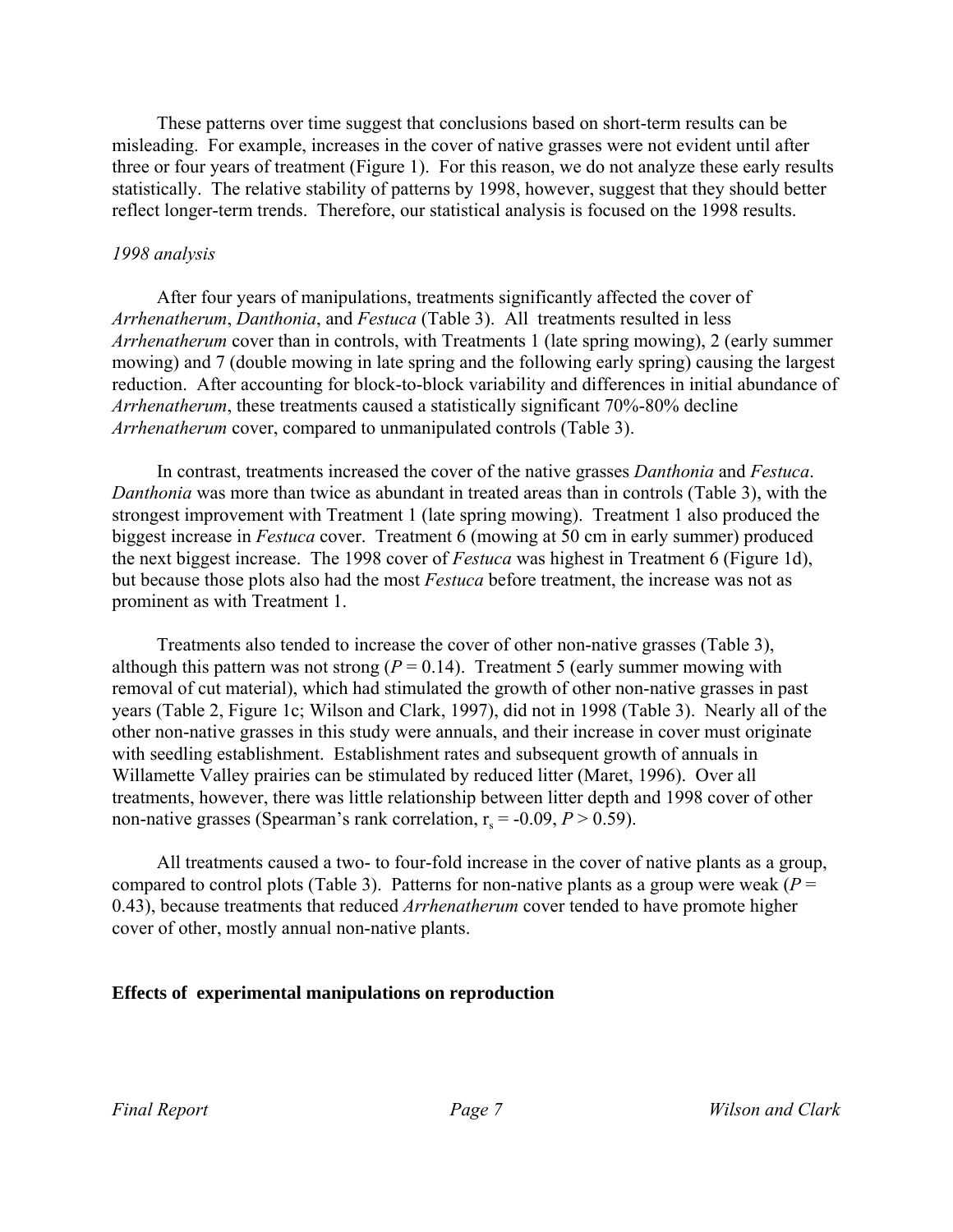These patterns over time suggest that conclusions based on short-term results can be misleading. For example, increases in the cover of native grasses were not evident until after three or four years of treatment (Figure 1). For this reason, we do not analyze these early results statistically. The relative stability of patterns by 1998, however, suggest that they should better reflect longer-term trends. Therefore, our statistical analysis is focused on the 1998 results.

*1998 analysis*

After four years of manipulations, treatments significantly affected the cover of *Arrhenatherum*, *Danthonia*, and *Festuca* (Table 3). All treatments resulted in less *Arrhenatherum* cover than in controls, with Treatments 1 (late spring mowing), 2 (early summer mowing) and 7 (double mowing in late spring and the following early spring) causing the largest reduction. After accounting for block-to-block variability and differences in initial abundance of *Arrhenatherum*, these treatments caused a statistically significant 70%-80% decline *Arrhenatherum* cover, compared to unmanipulated controls (Table 3).

In contrast, treatments increased the cover of the native grasses *Danthonia* and *Festuca*. *Danthonia* was more than twice as abundant in treated areas than in controls (Table 3), with the strongest improvement with Treatment 1 (late spring mowing). Treatment 1 also produced the biggest increase in *Festuca* cover. Treatment 6 (mowing at 50 cm in early summer) produced the next biggest increase. The 1998 cover of *Festuca* was highest in Treatment 6 (Figure 1d), but because those plots also had the most *Festuca* before treatment, the increase was not as prominent as with Treatment 1.

Treatments also tended to increase the cover of other non-native grasses (Table 3), although this pattern was not strong ($P = 0.14$). Treatment 5 (early summer mowing with removal of cut material), which had stimulated the growth of other non-native grasses in past years (Table 2, Figure 1c; Wilson and Clark, 1997), did not in 1998 (Table 3). Nearly all of the other non-native grasses in this study were annuals, and their increase in cover must originate with seedling establishment. Establishment rates and subsequent growth of annuals in Willamette Valley prairies can be stimulated by reduced litter (Maret, 1996). Over all treatments, however, there was little relationship between litter depth and 1998 cover of other non-native grasses (Spearman's rank correlation, $r_s = -0.09$, $P > 0.59$).

All treatments caused a two- to four-fold increase in the cover of native plants as a group, compared to control plots (Table 3). Patterns for non-native plants as a group were weak ($P = 0.43$), because treatments that reduced *Arrhenatherum* cover tended to have promote higher cover of other, mostly annual non-native plants.

**Effects of experimental manipulations on reproduction**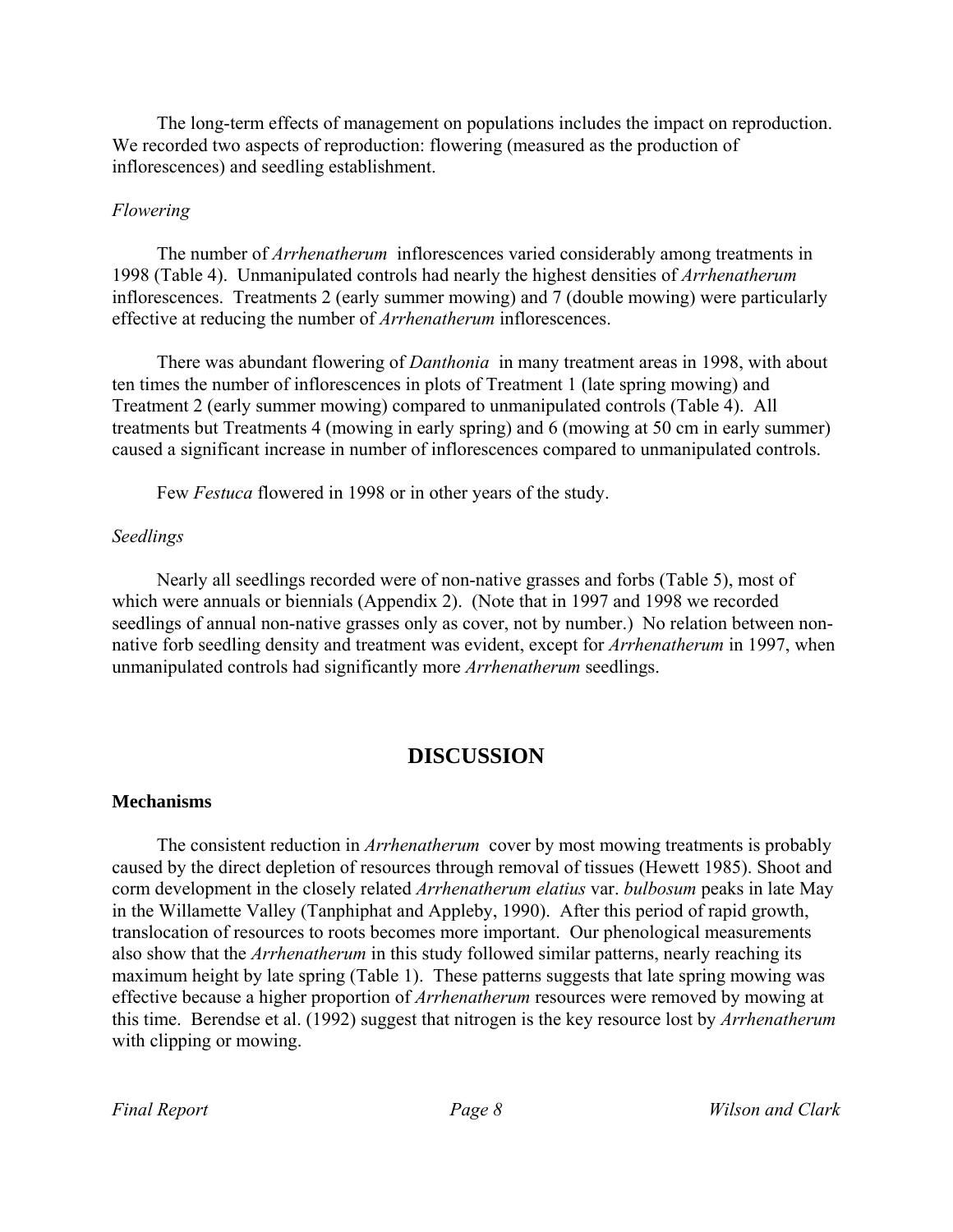The long-term effects of management on populations includes the impact on reproduction. We recorded two aspects of reproduction: flowering (measured as the production of inflorescences) and seedling establishment.

*Flowering*

The number of *Arrhenatherum* inflorescences varied considerably among treatments in 1998 (Table 4). Unmanipulated controls had nearly the highest densities of *Arrhenatherum* inflorescences. Treatments 2 (early summer mowing) and 7 (double mowing) were particularly effective at reducing the number of *Arrhenatherum* inflorescences.

There was abundant flowering of *Danthonia* in many treatment areas in 1998, with about ten times the number of inflorescences in plots of Treatment 1 (late spring mowing) and Treatment 2 (early summer mowing) compared to unmanipulated controls (Table 4). All treatments but Treatments 4 (mowing in early spring) and 6 (mowing at 50 cm in early summer) caused a significant increase in number of inflorescences compared to unmanipulated controls.

Few *Festuca* flowered in 1998 or in other years of the study.

*Seedlings*

Nearly all seedlings recorded were of non-native grasses and forbs (Table 5), most of which were annuals or biennials (Appendix 2). (Note that in 1997 and 1998 we recorded seedlings of annual non-native grasses only as cover, not by number.) No relation between non-native forb seedling density and treatment was evident, except for *Arrhenatherum* in 1997, when unmanipulated controls had significantly more *Arrhenatherum* seedlings.

# DISCUSSION

**Mechanisms**

The consistent reduction in *Arrhenatherum* cover by most mowing treatments is probably caused by the direct depletion of resources through removal of tissues (Hewett 1985). Shoot and corm development in the closely related *Arrhenatherum elatius* var. *bulbosum* peaks in late May in the Willamette Valley (Tanphiphat and Appleby, 1990). After this period of rapid growth, translocation of resources to roots becomes more important. Our phenological measurements also show that the *Arrhenatherum* in this study followed similar patterns, nearly reaching its maximum height by late spring (Table 1). These patterns suggests that late spring mowing was effective because a higher proportion of *Arrhenatherum* resources were removed by mowing at this time. Berendse et al. (1992) suggest that nitrogen is the key resource lost by *Arrhenatherum* with clipping or mowing.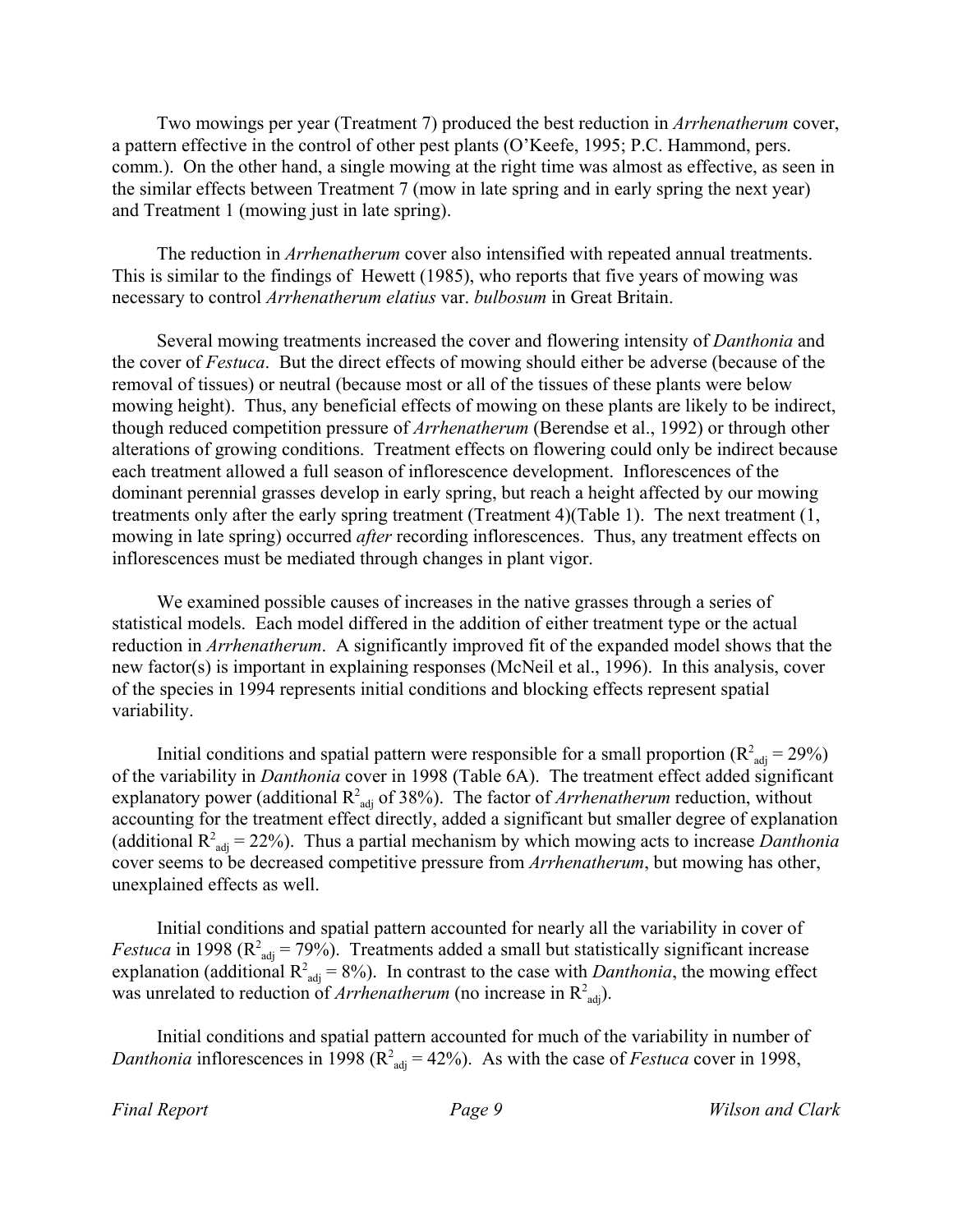Two mowings per year (Treatment 7) produced the best reduction in *Arrhenatherum* cover, a pattern effective in the control of other pest plants (O'Keefe, 1995; P.C. Hammond, pers. comm.). On the other hand, a single mowing at the right time was almost as effective, as seen in the similar effects between Treatment 7 (mow in late spring and in early spring the next year) and Treatment 1 (mowing just in late spring).

The reduction in *Arrhenatherum* cover also intensified with repeated annual treatments. This is similar to the findings of Hewett (1985), who reports that five years of mowing was necessary to control *Arrhenatherum elatius* var. *bulbosum* in Great Britain.

Several mowing treatments increased the cover and flowering intensity of *Danthonia* and the cover of *Festuca*. But the direct effects of mowing should either be adverse (because of the removal of tissues) or neutral (because most or all of the tissues of these plants were below mowing height). Thus, any beneficial effects of mowing on these plants are likely to be indirect, though reduced competition pressure of *Arrhenatherum* (Berendse et al., 1992) or through other alterations of growing conditions. Treatment effects on flowering could only be indirect because each treatment allowed a full season of inflorescence development. Inflorescences of the dominant perennial grasses develop in early spring, but reach a height affected by our mowing treatments only after the early spring treatment (Treatment 4)(Table 1). The next treatment (1, mowing in late spring) occurred *after* recording inflorescences. Thus, any treatment effects on inflorescences must be mediated through changes in plant vigor.

We examined possible causes of increases in the native grasses through a series of statistical models. Each model differed in the addition of either treatment type or the actual reduction in *Arrhenatherum*. A significantly improved fit of the expanded model shows that the new factor(s) is important in explaining responses (McNeil et al., 1996). In this analysis, cover of the species in 1994 represents initial conditions and blocking effects represent spatial variability.

Initial conditions and spatial pattern were responsible for a small proportion ($R^2_{adj}$ = 29%) of the variability in *Danthonia* cover in 1998 (Table 6A). The treatment effect added significant explanatory power (additional $R^2_{adj}$ of 38%). The factor of *Arrhenatherum* reduction, without accounting for the treatment effect directly, added a significant but smaller degree of explanation (additional $R^2_{adj}$ = 22%). Thus a partial mechanism by which mowing acts to increase *Danthonia* cover seems to be decreased competitive pressure from *Arrhenatherum*, but mowing has other, unexplained effects as well.

Initial conditions and spatial pattern accounted for nearly all the variability in cover of *Festuca* in 1998 ($R^2_{adj}$ = 79%). Treatments added a small but statistically significant increase explanation (additional $R^2_{adj}$ = 8%). In contrast to the case with *Danthonia*, the mowing effect was unrelated to reduction of *Arrhenatherum* (no increase in $R^2_{adj}$).

Initial conditions and spatial pattern accounted for much of the variability in number of *Danthonia* inflorescences in 1998 ($R^2_{adj}$ = 42%). As with the case of *Festuca* cover in 1998,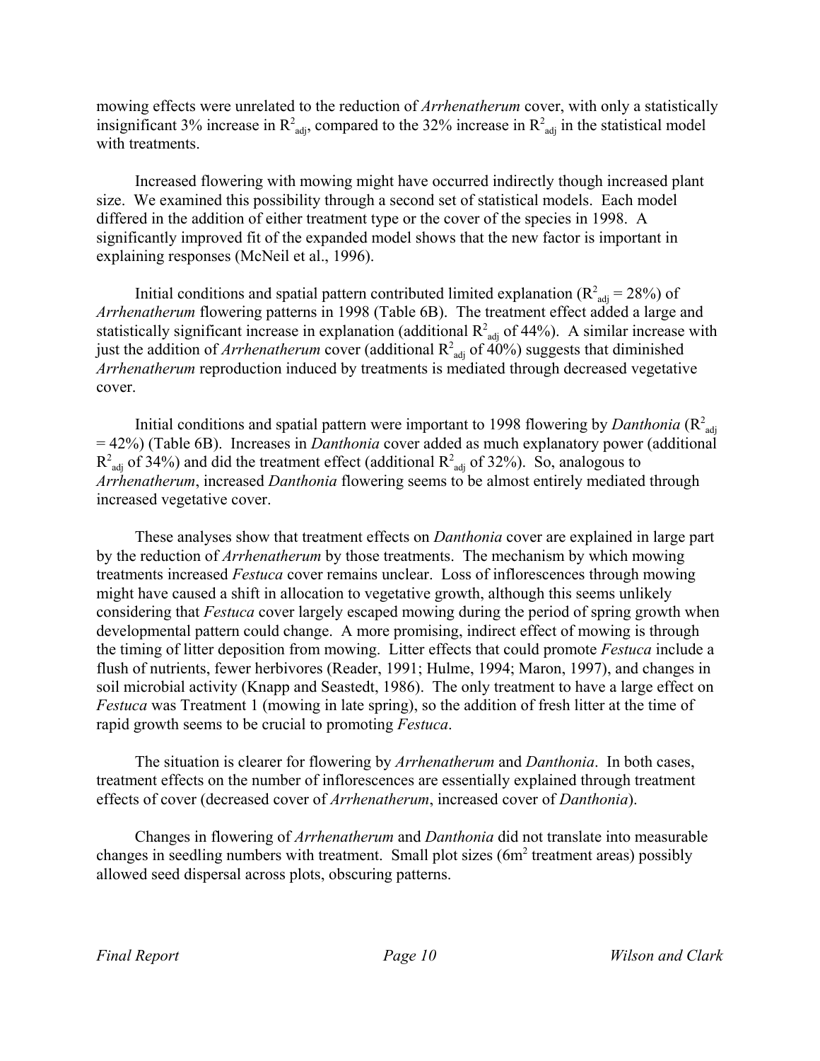mowing effects were unrelated to the reduction of *Arrhenatherum* cover, with only a statistically insignificant 3% increase in $R^2_{adj}$, compared to the 32% increase in $R^2_{adj}$ in the statistical model with treatments.

Increased flowering with mowing might have occurred indirectly though increased plant size. We examined this possibility through a second set of statistical models. Each model differed in the addition of either treatment type or the cover of the species in 1998. A significantly improved fit of the expanded model shows that the new factor is important in explaining responses (McNeil et al., 1996).

Initial conditions and spatial pattern contributed limited explanation ($R^2_{adj}$ = 28%) of *Arrhenatherum* flowering patterns in 1998 (Table 6B). The treatment effect added a large and statistically significant increase in explanation (additional $R^2_{adj}$ of 44%). A similar increase with just the addition of *Arrhenatherum* cover (additional $R^2_{adj}$ of 40%) suggests that diminished *Arrhenatherum* reproduction induced by treatments is mediated through decreased vegetative cover.

Initial conditions and spatial pattern were important to 1998 flowering by *Danthonia* ($R^2_{adj}$ = 42%) (Table 6B). Increases in *Danthonia* cover added as much explanatory power (additional $R^2_{adj}$ of 34%) and did the treatment effect (additional $R^2_{adj}$ of 32%). So, analogous to *Arrhenatherum*, increased *Danthonia* flowering seems to be almost entirely mediated through increased vegetative cover.

These analyses show that treatment effects on *Danthonia* cover are explained in large part by the reduction of *Arrhenatherum* by those treatments. The mechanism by which mowing treatments increased *Festuca* cover remains unclear. Loss of inflorescences through mowing might have caused a shift in allocation to vegetative growth, although this seems unlikely considering that *Festuca* cover largely escaped mowing during the period of spring growth when developmental pattern could change. A more promising, indirect effect of mowing is through the timing of litter deposition from mowing. Litter effects that could promote *Festuca* include a flush of nutrients, fewer herbivores (Reader, 1991; Hulme, 1994; Maron, 1997), and changes in soil microbial activity (Knapp and Seastedt, 1986). The only treatment to have a large effect on *Festuca* was Treatment 1 (mowing in late spring), so the addition of fresh litter at the time of rapid growth seems to be crucial to promoting *Festuca*.

The situation is clearer for flowering by *Arrhenatherum* and *Danthonia*. In both cases, treatment effects on the number of inflorescences are essentially explained through treatment effects of cover (decreased cover of *Arrhenatherum*, increased cover of *Danthonia*).

Changes in flowering of *Arrhenatherum* and *Danthonia* did not translate into measurable changes in seedling numbers with treatment. Small plot sizes ($6m^2$ treatment areas) possibly allowed seed dispersal across plots, obscuring patterns.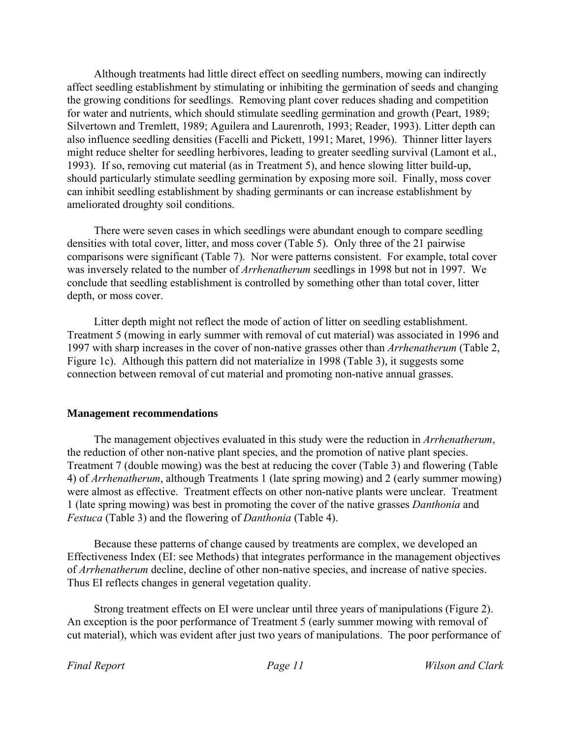Although treatments had little direct effect on seedling numbers, mowing can indirectly affect seedling establishment by stimulating or inhibiting the germination of seeds and changing the growing conditions for seedlings. Removing plant cover reduces shading and competition for water and nutrients, which should stimulate seedling germination and growth (Peart, 1989; Silvertown and Tremlett, 1989; Aguilera and Laurenroth, 1993; Reader, 1993). Litter depth can also influence seedling densities (Facelli and Pickett, 1991; Maret, 1996). Thinner litter layers might reduce shelter for seedling herbivores, leading to greater seedling survival (Lamont et al., 1993). If so, removing cut material (as in Treatment 5), and hence slowing litter build-up, should particularly stimulate seedling germination by exposing more soil. Finally, moss cover can inhibit seedling establishment by shading germinants or can increase establishment by ameliorated droughty soil conditions.

There were seven cases in which seedlings were abundant enough to compare seedling densities with total cover, litter, and moss cover (Table 5). Only three of the 21 pairwise comparisons were significant (Table 7). Nor were patterns consistent. For example, total cover was inversely related to the number of *Arrhenatherum* seedlings in 1998 but not in 1997. We conclude that seedling establishment is controlled by something other than total cover, litter depth, or moss cover.

Litter depth might not reflect the mode of action of litter on seedling establishment. Treatment 5 (mowing in early summer with removal of cut material) was associated in 1996 and 1997 with sharp increases in the cover of non-native grasses other than *Arrhenatherum* (Table 2, Figure 1c). Although this pattern did not materialize in 1998 (Table 3), it suggests some connection between removal of cut material and promoting non-native annual grasses.

### Management recommendations

The management objectives evaluated in this study were the reduction in *Arrhenatherum*, the reduction of other non-native plant species, and the promotion of native plant species. Treatment 7 (double mowing) was the best at reducing the cover (Table 3) and flowering (Table 4) of *Arrhenatherum*, although Treatments 1 (late spring mowing) and 2 (early summer mowing) were almost as effective. Treatment effects on other non-native plants were unclear. Treatment 1 (late spring mowing) was best in promoting the cover of the native grasses *Danthonia* and *Festuca* (Table 3) and the flowering of *Danthonia* (Table 4).

Because these patterns of change caused by treatments are complex, we developed an Effectiveness Index (EI: see Methods) that integrates performance in the management objectives of *Arrhenatherum* decline, decline of other non-native species, and increase of native species. Thus EI reflects changes in general vegetation quality.

Strong treatment effects on EI were unclear until three years of manipulations (Figure 2). An exception is the poor performance of Treatment 5 (early summer mowing with removal of cut material), which was evident after just two years of manipulations. The poor performance of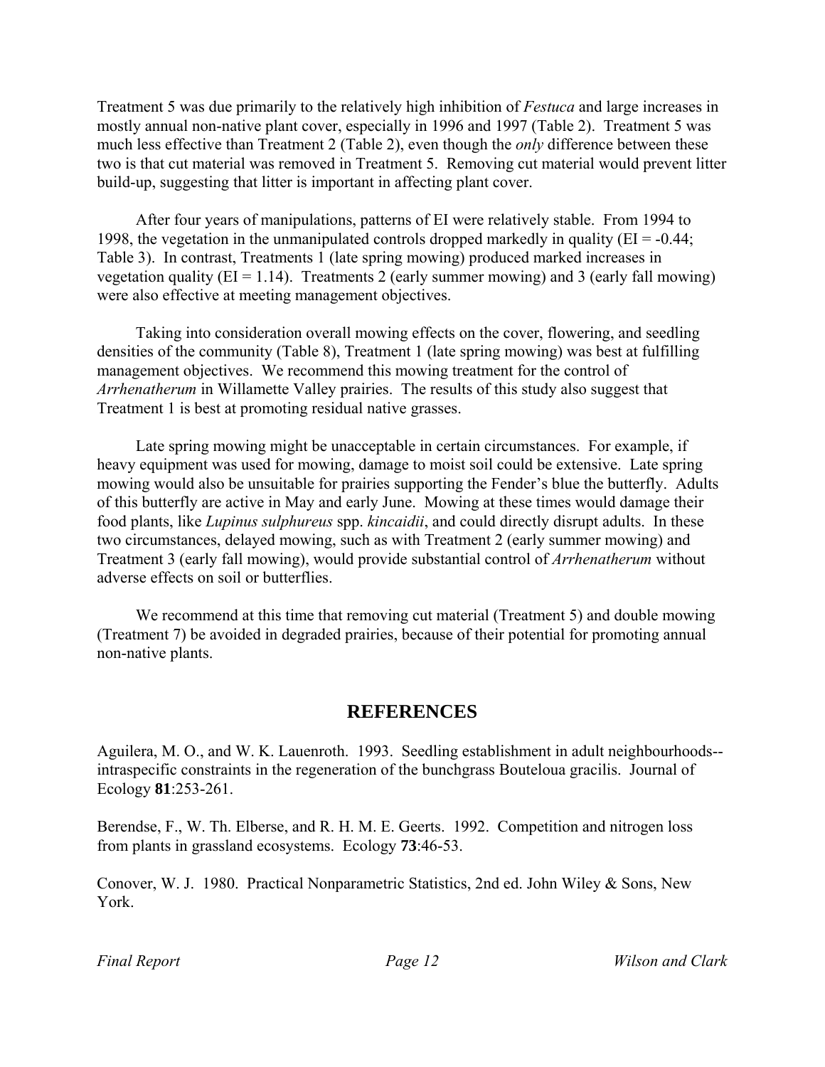Treatment 5 was due primarily to the relatively high inhibition of *Festuca* and large increases in mostly annual non-native plant cover, especially in 1996 and 1997 (Table 2). Treatment 5 was much less effective than Treatment 2 (Table 2), even though the *only* difference between these two is that cut material was removed in Treatment 5. Removing cut material would prevent litter build-up, suggesting that litter is important in affecting plant cover.

After four years of manipulations, patterns of EI were relatively stable. From 1994 to 1998, the vegetation in the unmanipulated controls dropped markedly in quality (EI = -0.44; Table 3). In contrast, Treatments 1 (late spring mowing) produced marked increases in vegetation quality (EI = 1.14). Treatments 2 (early summer mowing) and 3 (early fall mowing) were also effective at meeting management objectives.

Taking into consideration overall mowing effects on the cover, flowering, and seedling densities of the community (Table 8), Treatment 1 (late spring mowing) was best at fulfilling management objectives. We recommend this mowing treatment for the control of *Arrhenatherum* in Willamette Valley prairies. The results of this study also suggest that Treatment 1 is best at promoting residual native grasses.

Late spring mowing might be unacceptable in certain circumstances. For example, if heavy equipment was used for mowing, damage to moist soil could be extensive. Late spring mowing would also be unsuitable for prairies supporting the Fender's blue the butterfly. Adults of this butterfly are active in May and early June. Mowing at these times would damage their food plants, like *Lupinus sulphureus* spp. *kincaidii*, and could directly disrupt adults. In these two circumstances, delayed mowing, such as with Treatment 2 (early summer mowing) and Treatment 3 (early fall mowing), would provide substantial control of *Arrhenatherum* without adverse effects on soil or butterflies.

We recommend at this time that removing cut material (Treatment 5) and double mowing (Treatment 7) be avoided in degraded prairies, because of their potential for promoting annual non-native plants.

## REFERENCES

Aguilera, M. O., and W. K. Lauenroth. 1993. Seedling establishment in adult neighbourhoods--intraspecific constraints in the regeneration of the bunchgrass Bouteloua gracilis. Journal of Ecology **81**:253-261.

Berendse, F., W. Th. Elberse, and R. H. M. E. Geerts. 1992. Competition and nitrogen loss from plants in grassland ecosystems. Ecology **73**:46-53.

Conover, W. J. 1980. Practical Nonparametric Statistics, 2nd ed. John Wiley & Sons, New York.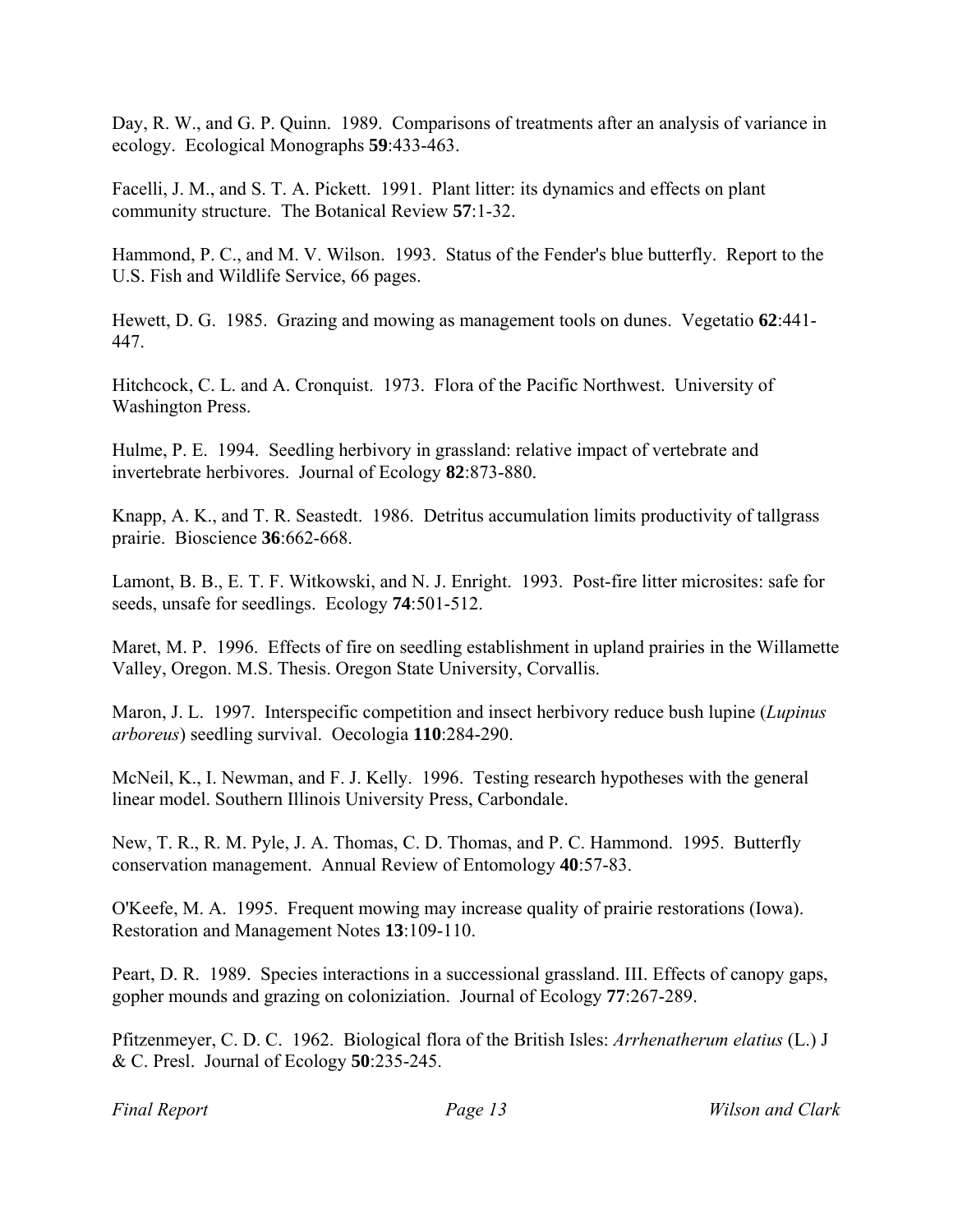Day, R. W., and G. P. Quinn. 1989. Comparisons of treatments after an analysis of variance in ecology. Ecological Monographs **59**:433-463.

Facelli, J. M., and S. T. A. Pickett. 1991. Plant litter: its dynamics and effects on plant community structure. The Botanical Review **57**:1-32.

Hammond, P. C., and M. V. Wilson. 1993. Status of the Fender's blue butterfly. Report to the U.S. Fish and Wildlife Service, 66 pages.

Hewett, D. G. 1985. Grazing and mowing as management tools on dunes. Vegetatio **62**:441-447.

Hitchcock, C. L. and A. Cronquist. 1973. Flora of the Pacific Northwest. University of Washington Press.

Hulme, P. E. 1994. Seedling herbivory in grassland: relative impact of vertebrate and invertebrate herbivores. Journal of Ecology **82**:873-880.

Knapp, A. K., and T. R. Seastedt. 1986. Detritus accumulation limits productivity of tallgrass prairie. Bioscience **36**:662-668.

Lamont, B. B., E. T. F. Witkowski, and N. J. Enright. 1993. Post-fire litter microsites: safe for seeds, unsafe for seedlings. Ecology **74**:501-512.

Maret, M. P. 1996. Effects of fire on seedling establishment in upland prairies in the Willamette Valley, Oregon. M.S. Thesis. Oregon State University, Corvallis.

Maron, J. L. 1997. Interspecific competition and insect herbivory reduce bush lupine (*Lupinus arboreus*) seedling survival. Oecologia **110**:284-290.

McNeil, K., I. Newman, and F. J. Kelly. 1996. Testing research hypotheses with the general linear model. Southern Illinois University Press, Carbondale.

New, T. R., R. M. Pyle, J. A. Thomas, C. D. Thomas, and P. C. Hammond. 1995. Butterfly conservation management. Annual Review of Entomology **40**:57-83.

O'Keefe, M. A. 1995. Frequent mowing may increase quality of prairie restorations (Iowa). Restoration and Management Notes **13**:109-110.

Peart, D. R. 1989. Species interactions in a successional grassland. III. Effects of canopy gaps, gopher mounds and grazing on coloniziation. Journal of Ecology **77**:267-289.

Pfitzenmeyer, C. D. C. 1962. Biological flora of the British Isles: *Arrhenatherum elatius* (L.) J & C. Presl. Journal of Ecology **50**:235-245.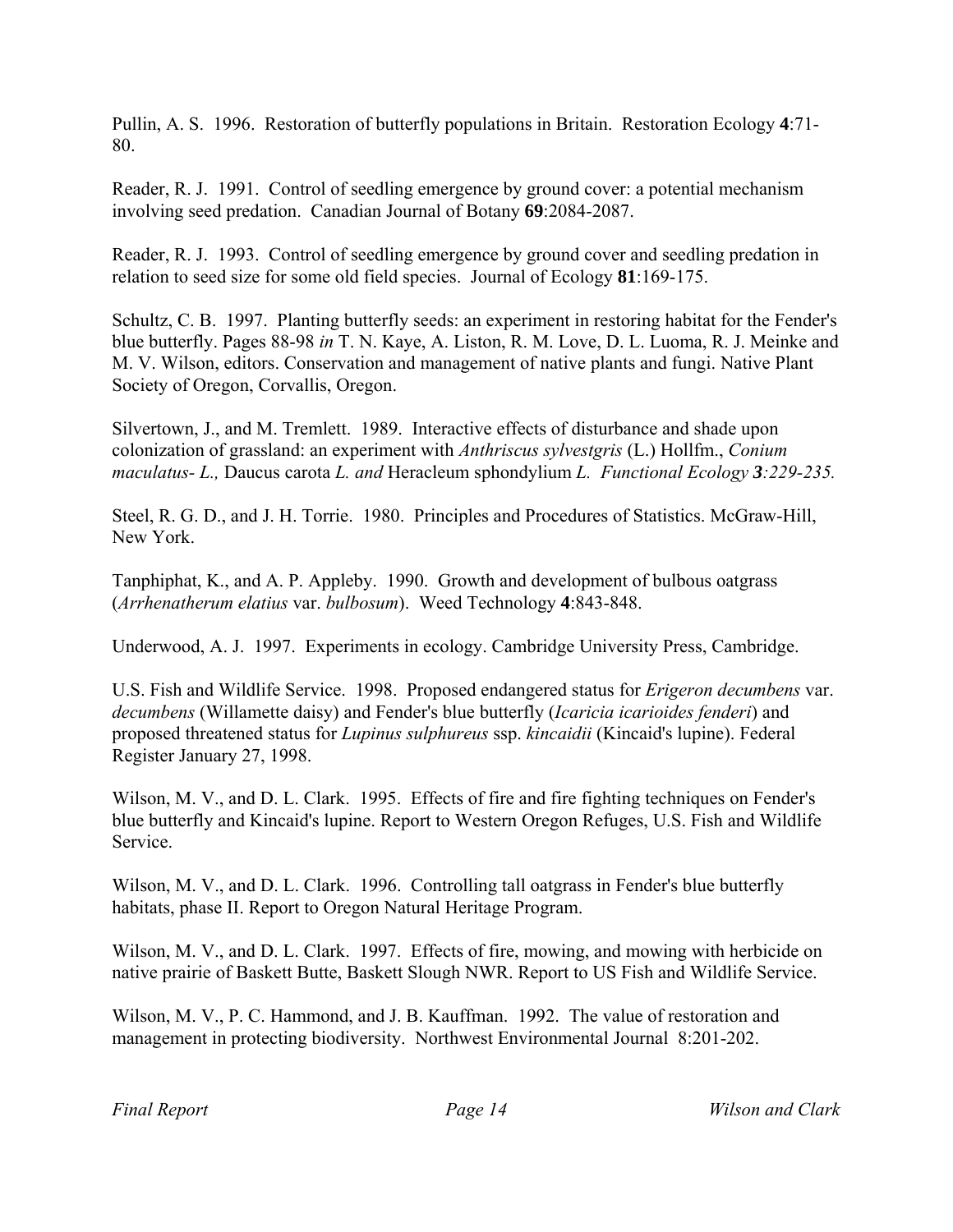Pullin, A. S. 1996. Restoration of butterfly populations in Britain. Restoration Ecology **4**:71-80.

Reader, R. J. 1991. Control of seedling emergence by ground cover: a potential mechanism involving seed predation. Canadian Journal of Botany **69**:2084-2087.

Reader, R. J. 1993. Control of seedling emergence by ground cover and seedling predation in relation to seed size for some old field species. Journal of Ecology **81**:169-175.

Schultz, C. B. 1997. Planting butterfly seeds: an experiment in restoring habitat for the Fender's blue butterfly. Pages 88-98 *in* T. N. Kaye, A. Liston, R. M. Love, D. L. Luoma, R. J. Meinke and M. V. Wilson, editors. Conservation and management of native plants and fungi. Native Plant Society of Oregon, Corvallis, Oregon.

Silvertown, J., and M. Tremlett. 1989. Interactive effects of disturbance and shade upon colonization of grassland: an experiment with *Anthriscus sylvestgris* (L.) Hollfm., *Conium maculatus- L.,* Daucus carota *L. and* Heracleum sphondylium *L. Functional Ecology **3**:229-235.*

Steel, R. G. D., and J. H. Torrie. 1980. Principles and Procedures of Statistics. McGraw-Hill, New York.

Tanphiphat, K., and A. P. Appleby. 1990. Growth and development of bulbous oatgrass (*Arrhenatherum elatius* var. *bulbosum*). Weed Technology **4**:843-848.

Underwood, A. J. 1997. Experiments in ecology. Cambridge University Press, Cambridge.

U.S. Fish and Wildlife Service. 1998. Proposed endangered status for *Erigeron decumbens* var. *decumbens* (Willamette daisy) and Fender's blue butterfly (*Icaricia icarioides fenderi*) and proposed threatened status for *Lupinus sulphureus* ssp. *kincaidii* (Kincaid's lupine). Federal Register January 27, 1998.

Wilson, M. V., and D. L. Clark. 1995. Effects of fire and fire fighting techniques on Fender's blue butterfly and Kincaid's lupine. Report to Western Oregon Refuges, U.S. Fish and Wildlife Service.

Wilson, M. V., and D. L. Clark. 1996. Controlling tall oatgrass in Fender's blue butterfly habitats, phase II. Report to Oregon Natural Heritage Program.

Wilson, M. V., and D. L. Clark. 1997. Effects of fire, mowing, and mowing with herbicide on native prairie of Baskett Butte, Baskett Slough NWR. Report to US Fish and Wildlife Service.

Wilson, M. V., P. C. Hammond, and J. B. Kauffman. 1992. The value of restoration and management in protecting biodiversity. Northwest Environmental Journal 8:201-202.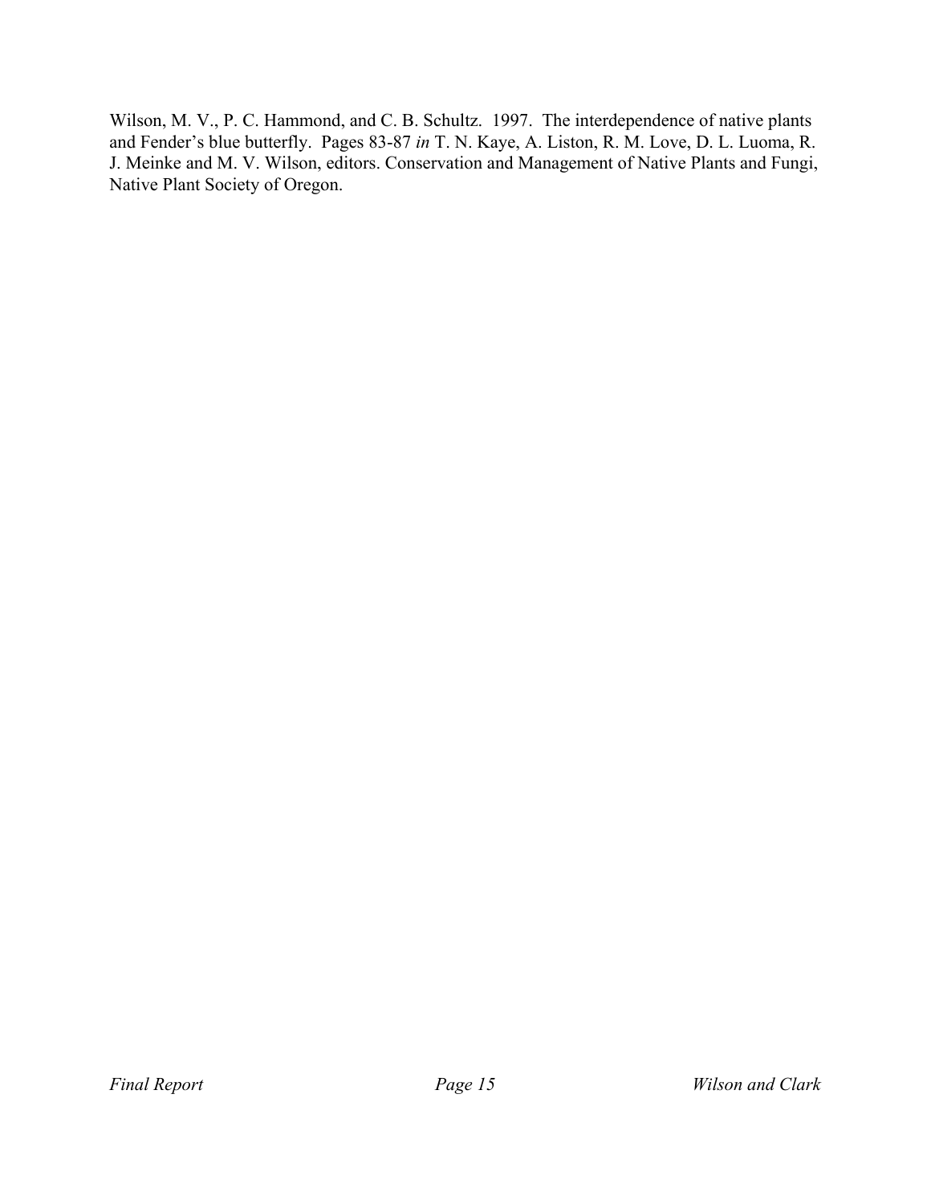Wilson, M. V., P. C. Hammond, and C. B. Schultz. 1997. The interdependence of native plants and Fender's blue butterfly. Pages 83-87 *in* T. N. Kaye, A. Liston, R. M. Love, D. L. Luoma, R. J. Meinke and M. V. Wilson, editors. Conservation and Management of Native Plants and Fungi, Native Plant Society of Oregon.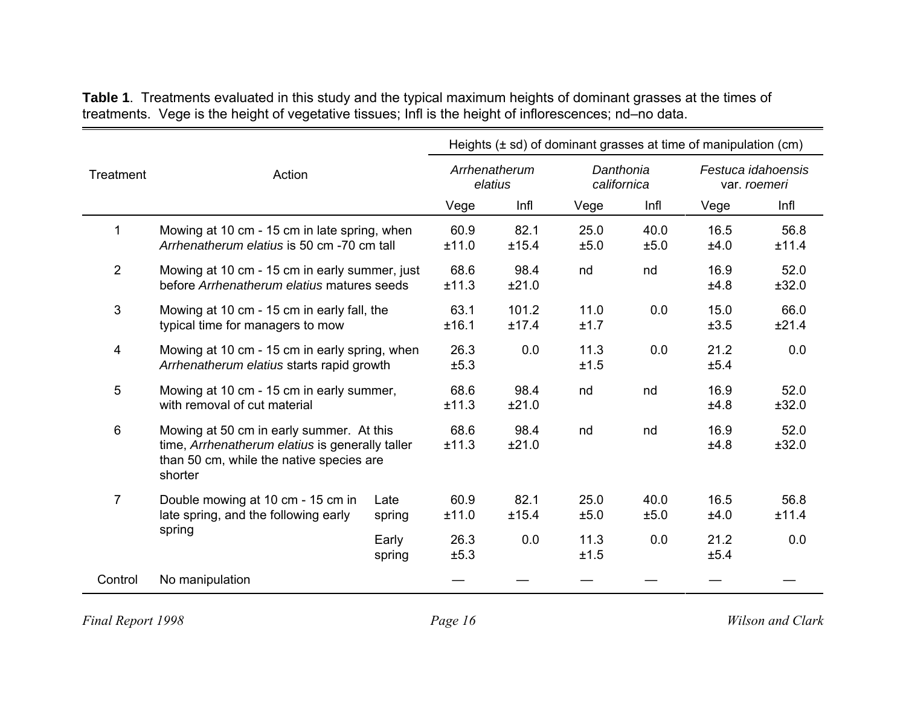**Table 1**. Treatments evaluated in this study and the typical maximum heights of dominant grasses at the times of treatments. Vege is the height of vegetative tissues; Infl is the height of inflorescences; nd–no data.

| Treatment | Action | | Heights (± sd) of dominant grasses at time of manipulation (cm) | | | | | |
|---|---|---|---|---|---|---|---|---|
| | | | *Arrhenatherum elatius* | | *Danthonia californica* | | *Festuca idahoensis* var. *roemeri* | |
| | | | Vege | Infl | Vege | Infl | Vege | Infl |
| 1 | Mowing at 10 cm - 15 cm in late spring, when *Arrhenatherum elatius* is 50 cm -70 cm tall | | 60.9 ±11.0 | 82.1 ±15.4 | 25.0 ±5.0 | 40.0 ±5.0 | 16.5 ±4.0 | 56.8 ±11.4 |
| 2 | Mowing at 10 cm - 15 cm in early summer, just before *Arrhenatherum elatius* matures seeds | | 68.6 ±11.3 | 98.4 ±21.0 | nd | nd | 16.9 ±4.8 | 52.0 ±32.0 |
| 3 | Mowing at 10 cm - 15 cm in early fall, the typical time for managers to mow | | 63.1 ±16.1 | 101.2 ±17.4 | 11.0 ±1.7 | 0.0 | 15.0 ±3.5 | 66.0 ±21.4 |
| 4 | Mowing at 10 cm - 15 cm in early spring, when *Arrhenatherum elatius* starts rapid growth | | 26.3 ±5.3 | 0.0 | 11.3 ±1.5 | 0.0 | 21.2 ±5.4 | 0.0 |
| 5 | Mowing at 10 cm - 15 cm in early summer, with removal of cut material | | 68.6 ±11.3 | 98.4 ±21.0 | nd | nd | 16.9 ±4.8 | 52.0 ±32.0 |
| 6 | Mowing at 50 cm in early summer. At this time, *Arrhenatherum elatius* is generally taller than 50 cm, while the native species are shorter | | 68.6 ±11.3 | 98.4 ±21.0 | nd | nd | 16.9 ±4.8 | 52.0 ±32.0 |
| 7 | Double mowing at 10 cm - 15 cm in late spring, and the following early spring | Late spring | 60.9 ±11.0 | 82.1 ±15.4 | 25.0 ±5.0 | 40.0 ±5.0 | 16.5 ±4.0 | 56.8 ±11.4 |
| | | Early spring | 26.3 ±5.3 | 0.0 | 11.3 ±1.5 | 0.0 | 21.2 ±5.4 | 0.0 |
| Control | No manipulation | | — | — | — | — | — | — |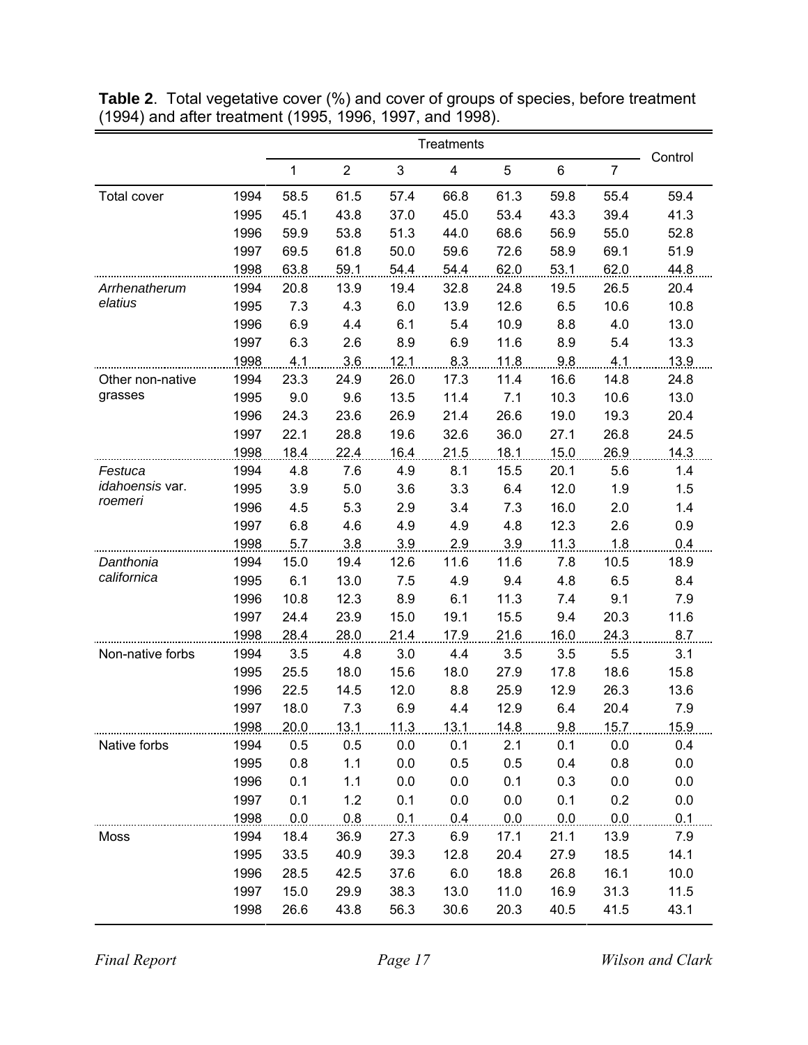**Table 2**. Total vegetative cover (%) and cover of groups of species, before treatment (1994) and after treatment (1995, 1996, 1997, and 1998).

| | | Treatments | | | | | | | Control |
|---|---|---|---|---|---|---|---|---|---|
| | | 1 | 2 | 3 | 4 | 5 | 6 | 7 | |
| Total cover | 1994 | 58.5 | 61.5 | 57.4 | 66.8 | 61.3 | 59.8 | 55.4 | 59.4 |
| | 1995 | 45.1 | 43.8 | 37.0 | 45.0 | 53.4 | 43.3 | 39.4 | 41.3 |
| | 1996 | 59.9 | 53.8 | 51.3 | 44.0 | 68.6 | 56.9 | 55.0 | 52.8 |
| | 1997 | 69.5 | 61.8 | 50.0 | 59.6 | 72.6 | 58.9 | 69.1 | 51.9 |
| | 1998 | 63.8 | 59.1 | 54.4 | 54.4 | 62.0 | 53.1 | 62.0 | 44.8 |
| *Arrhenatherum elatius* | 1994 | 20.8 | 13.9 | 19.4 | 32.8 | 24.8 | 19.5 | 26.5 | 20.4 |
| | 1995 | 7.3 | 4.3 | 6.0 | 13.9 | 12.6 | 6.5 | 10.6 | 10.8 |
| | 1996 | 6.9 | 4.4 | 6.1 | 5.4 | 10.9 | 8.8 | 4.0 | 13.0 |
| | 1997 | 6.3 | 2.6 | 8.9 | 6.9 | 11.6 | 8.9 | 5.4 | 13.3 |
| | 1998 | 4.1 | 3.6 | 12.1 | 8.3 | 11.8 | 9.8 | 4.1 | 13.9 |
| Other non-native grasses | 1994 | 23.3 | 24.9 | 26.0 | 17.3 | 11.4 | 16.6 | 14.8 | 24.8 |
| | 1995 | 9.0 | 9.6 | 13.5 | 11.4 | 7.1 | 10.3 | 10.6 | 13.0 |
| | 1996 | 24.3 | 23.6 | 26.9 | 21.4 | 26.6 | 19.0 | 19.3 | 20.4 |
| | 1997 | 22.1 | 28.8 | 19.6 | 32.6 | 36.0 | 27.1 | 26.8 | 24.5 |
| | 1998 | 18.4 | 22.4 | 16.4 | 21.5 | 18.1 | 15.0 | 26.9 | 14.3 |
| *Festuca idahoensis* var. *roemeri* | 1994 | 4.8 | 7.6 | 4.9 | 8.1 | 15.5 | 20.1 | 5.6 | 1.4 |
| | 1995 | 3.9 | 5.0 | 3.6 | 3.3 | 6.4 | 12.0 | 1.9 | 1.5 |
| | 1996 | 4.5 | 5.3 | 2.9 | 3.4 | 7.3 | 16.0 | 2.0 | 1.4 |
| | 1997 | 6.8 | 4.6 | 4.9 | 4.9 | 4.8 | 12.3 | 2.6 | 0.9 |
| | 1998 | 5.7 | 3.8 | 3.9 | 2.9 | 3.9 | 11.3 | 1.8 | 0.4 |
| *Danthonia californica* | 1994 | 15.0 | 19.4 | 12.6 | 11.6 | 11.6 | 7.8 | 10.5 | 18.9 |
| | 1995 | 6.1 | 13.0 | 7.5 | 4.9 | 9.4 | 4.8 | 6.5 | 8.4 |
| | 1996 | 10.8 | 12.3 | 8.9 | 6.1 | 11.3 | 7.4 | 9.1 | 7.9 |
| | 1997 | 24.4 | 23.9 | 15.0 | 19.1 | 15.5 | 9.4 | 20.3 | 11.6 |
| | 1998 | 28.4 | 28.0 | 21.4 | 17.9 | 21.6 | 16.0 | 24.3 | 8.7 |
| Non-native forbs | 1994 | 3.5 | 4.8 | 3.0 | 4.4 | 3.5 | 3.5 | 5.5 | 3.1 |
| | 1995 | 25.5 | 18.0 | 15.6 | 18.0 | 27.9 | 17.8 | 18.6 | 15.8 |
| | 1996 | 22.5 | 14.5 | 12.0 | 8.8 | 25.9 | 12.9 | 26.3 | 13.6 |
| | 1997 | 18.0 | 7.3 | 6.9 | 4.4 | 12.9 | 6.4 | 20.4 | 7.9 |
| | 1998 | 20.0 | 13.1 | 11.3 | 13.1 | 14.8 | 9.8 | 15.7 | 15.9 |
| Native forbs | 1994 | 0.5 | 0.5 | 0.0 | 0.1 | 2.1 | 0.1 | 0.0 | 0.4 |
| | 1995 | 0.8 | 1.1 | 0.0 | 0.5 | 0.5 | 0.4 | 0.8 | 0.0 |
| | 1996 | 0.1 | 1.1 | 0.0 | 0.0 | 0.1 | 0.3 | 0.0 | 0.0 |
| | 1997 | 0.1 | 1.2 | 0.1 | 0.0 | 0.0 | 0.1 | 0.2 | 0.0 |
| | 1998 | 0.0 | 0.8 | 0.1 | 0.4 | 0.0 | 0.0 | 0.0 | 0.1 |
| Moss | 1994 | 18.4 | 36.9 | 27.3 | 6.9 | 17.1 | 21.1 | 13.9 | 7.9 |
| | 1995 | 33.5 | 40.9 | 39.3 | 12.8 | 20.4 | 27.9 | 18.5 | 14.1 |
| | 1996 | 28.5 | 42.5 | 37.6 | 6.0 | 18.8 | 26.8 | 16.1 | 10.0 |
| | 1997 | 15.0 | 29.9 | 38.3 | 13.0 | 11.0 | 16.9 | 31.3 | 11.5 |
| | 1998 | 26.6 | 43.8 | 56.3 | 30.6 | 20.3 | 40.5 | 41.5 | 43.1 |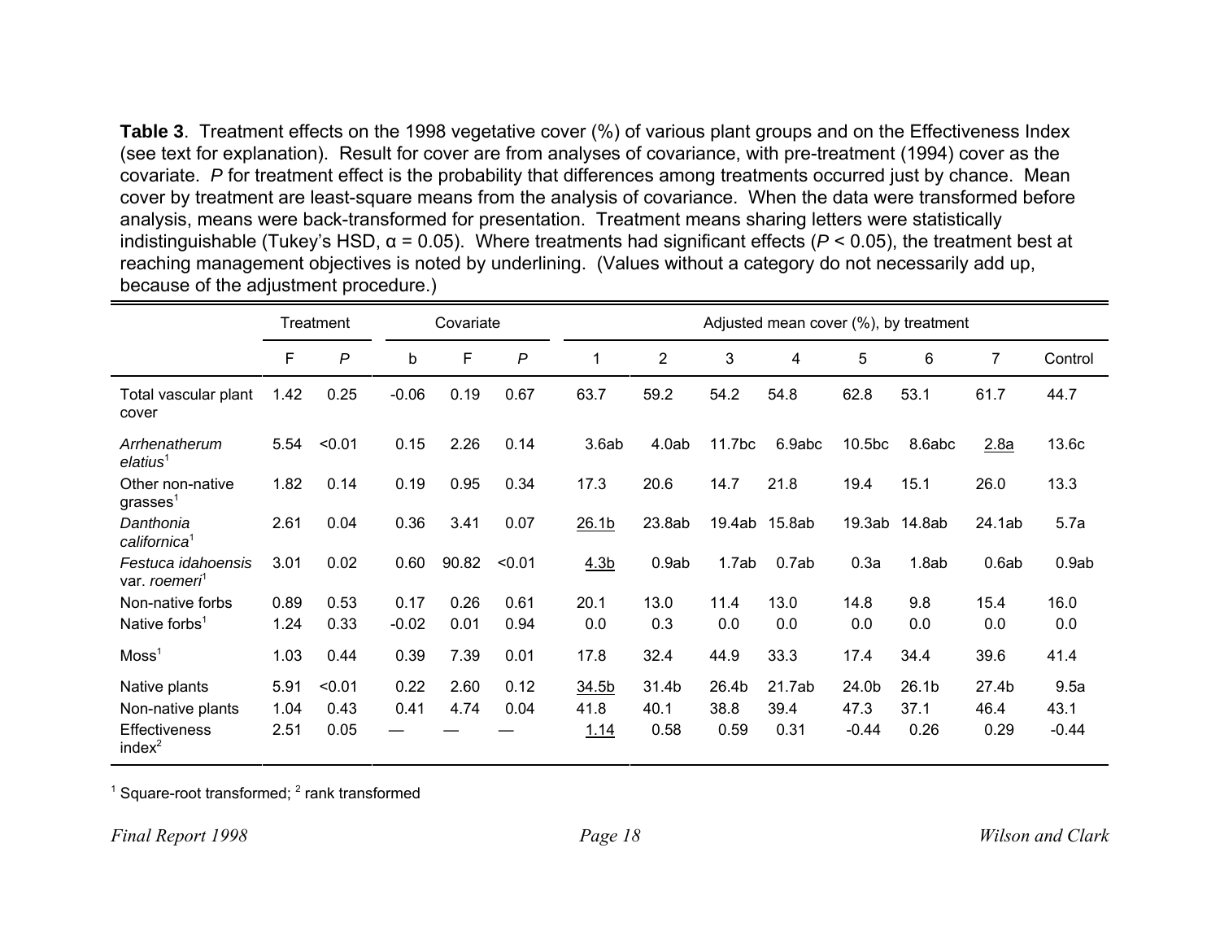**Table 3**. Treatment effects on the 1998 vegetative cover (%) of various plant groups and on the Effectiveness Index (see text for explanation). Result for cover are from analyses of covariance, with pre-treatment (1994) cover as the covariate. *P* for treatment effect is the probability that differences among treatments occurred just by chance. Mean cover by treatment are least-square means from the analysis of covariance. When the data were transformed before analysis, means were back-transformed for presentation. Treatment means sharing letters were statistically indistinguishable (Tukey's HSD, α = 0.05). Where treatments had significant effects ($P < 0.05$), the treatment best at reaching management objectives is noted by underlining. (Values without a category do not necessarily add up, because of the adjustment procedure.)

| | Treatment | | Covariate | | | Adjusted mean cover (%), by treatment | | | | | | | |
|---|---|---|---|---|---|---|---|---|---|---|---|---|---|
| | F | *P* | b | F | *P* | 1 | 2 | 3 | 4 | 5 | 6 | 7 | Control |
| Total vascular plant cover | 1.42 | 0.25 | -0.06 | 0.19 | 0.67 | 63.7 | 59.2 | 54.2 | 54.8 | 62.8 | 53.1 | 61.7 | 44.7 |
| *Arrhenatherum elatius*[1] | 5.54 | <0.01 | 0.15 | 2.26 | 0.14 | 3.6ab | 4.0ab | 11.7bc | 6.9abc | 10.5bc | 8.6abc | <u>2.8a</u> | 13.6c |
| Other non-native grasses[1] | 1.82 | 0.14 | 0.19 | 0.95 | 0.34 | 17.3 | 20.6 | 14.7 | 21.8 | 19.4 | 15.1 | 26.0 | 13.3 |
| *Danthonia californica*[1] | 2.61 | 0.04 | 0.36 | 3.41 | 0.07 | <u>26.1b</u> | 23.8ab | 19.4ab | 15.8ab | 19.3ab | 14.8ab | 24.1ab | 5.7a |
| *Festuca idahoensis* var. *roemeri*[1] | 3.01 | 0.02 | 0.60 | 90.82 | <0.01 | <u>4.3b</u> | 0.9ab | 1.7ab | 0.7ab | 0.3a | 1.8ab | 0.6ab | 0.9ab |
| Non-native forbs | 0.89 | 0.53 | 0.17 | 0.26 | 0.61 | 20.1 | 13.0 | 11.4 | 13.0 | 14.8 | 9.8 | 15.4 | 16.0 |
| Native forbs[1] | 1.24 | 0.33 | -0.02 | 0.01 | 0.94 | 0.0 | 0.3 | 0.0 | 0.0 | 0.0 | 0.0 | 0.0 | 0.0 |
| Moss[1] | 1.03 | 0.44 | 0.39 | 7.39 | 0.01 | 17.8 | 32.4 | 44.9 | 33.3 | 17.4 | 34.4 | 39.6 | 41.4 |
| Native plants | 5.91 | <0.01 | 0.22 | 2.60 | 0.12 | <u>34.5b</u> | 31.4b | 26.4b | 21.7ab | 24.0b | 26.1b | 27.4b | 9.5a |
| Non-native plants | 1.04 | 0.43 | 0.41 | 4.74 | 0.04 | 41.8 | 40.1 | 38.8 | 39.4 | 47.3 | 37.1 | 46.4 | 43.1 |
| Effectiveness index[2] | 2.51 | 0.05 | — | — | — | <u>1.14</u> | 0.58 | 0.59 | 0.31 | -0.44 | 0.26 | 0.29 | -0.44 |

[1] Square-root transformed; [2] rank transformed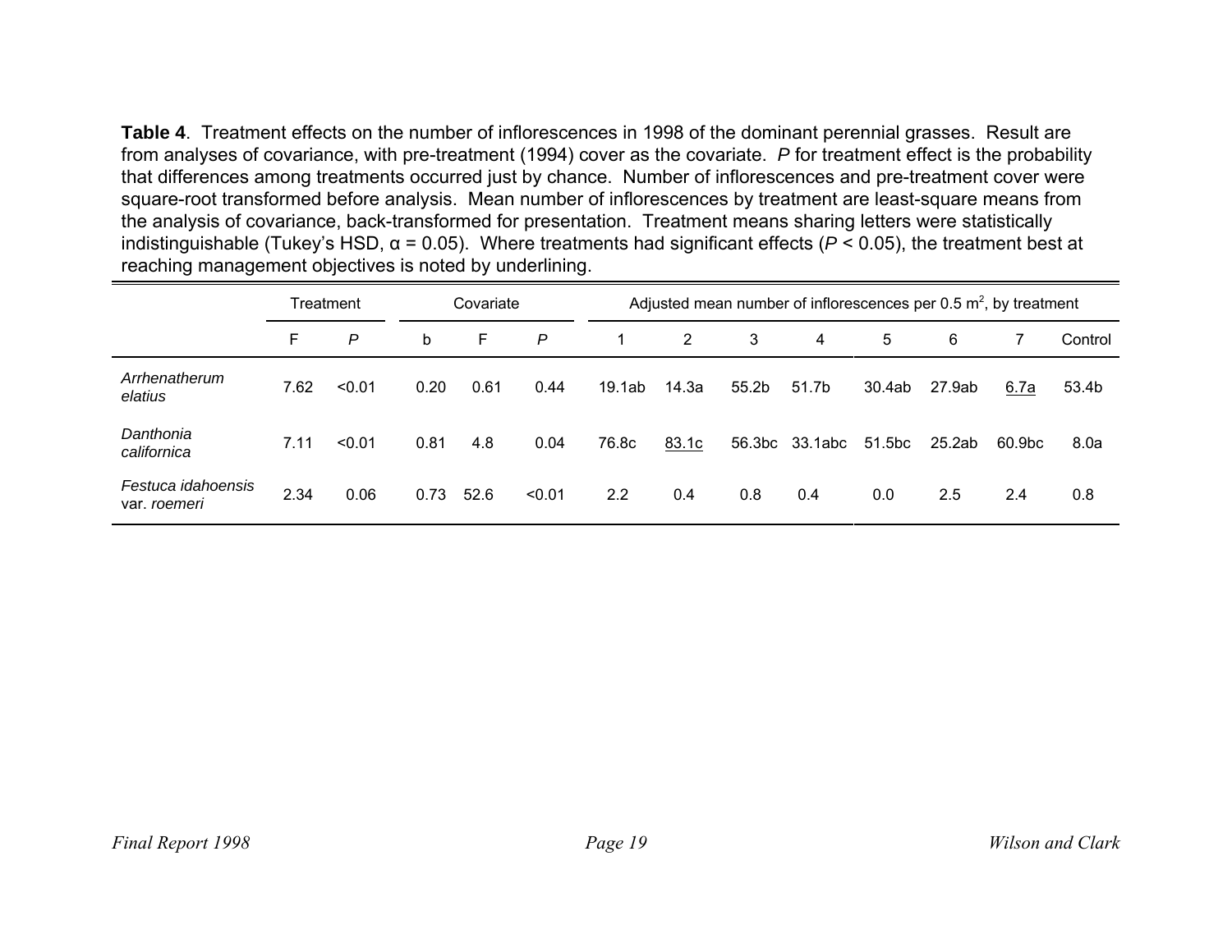**Table 4**. Treatment effects on the number of inflorescences in 1998 of the dominant perennial grasses. Result are from analyses of covariance, with pre-treatment (1994) cover as the covariate. *P* for treatment effect is the probability that differences among treatments occurred just by chance. Number of inflorescences and pre-treatment cover were square-root transformed before analysis. Mean number of inflorescences by treatment are least-square means from the analysis of covariance, back-transformed for presentation. Treatment means sharing letters were statistically indistinguishable (Tukey's HSD, α = 0.05). Where treatments had significant effects ($P < 0.05$), the treatment best at reaching management objectives is noted by underlining.

| | Treatment | | Covariate | | | Adjusted mean number of inflorescences per 0.5 $m^2$, by treatment | | | | | | | |
|---|---|---|---|---|---|---|---|---|---|---|---|---|---|
| | F | *P* | b | F | *P* | 1 | 2 | 3 | 4 | 5 | 6 | 7 | Control |
| *Arrhenatherum elatius* | 7.62 | <0.01 | 0.20 | 0.61 | 0.44 | 19.1ab | 14.3a | 55.2b | 51.7b | 30.4ab | 27.9ab | <u>6.7a</u> | 53.4b |
| *Danthonia californica* | 7.11 | <0.01 | 0.81 | 4.8 | 0.04 | 76.8c | <u>83.1c</u> | 56.3bc | 33.1abc | 51.5bc | 25.2ab | 60.9bc | 8.0a |
| *Festuca idahoensis* var. *roemeri* | 2.34 | 0.06 | 0.73 | 52.6 | <0.01 | 2.2 | 0.4 | 0.8 | 0.4 | 0.0 | 2.5 | 2.4 | 0.8 |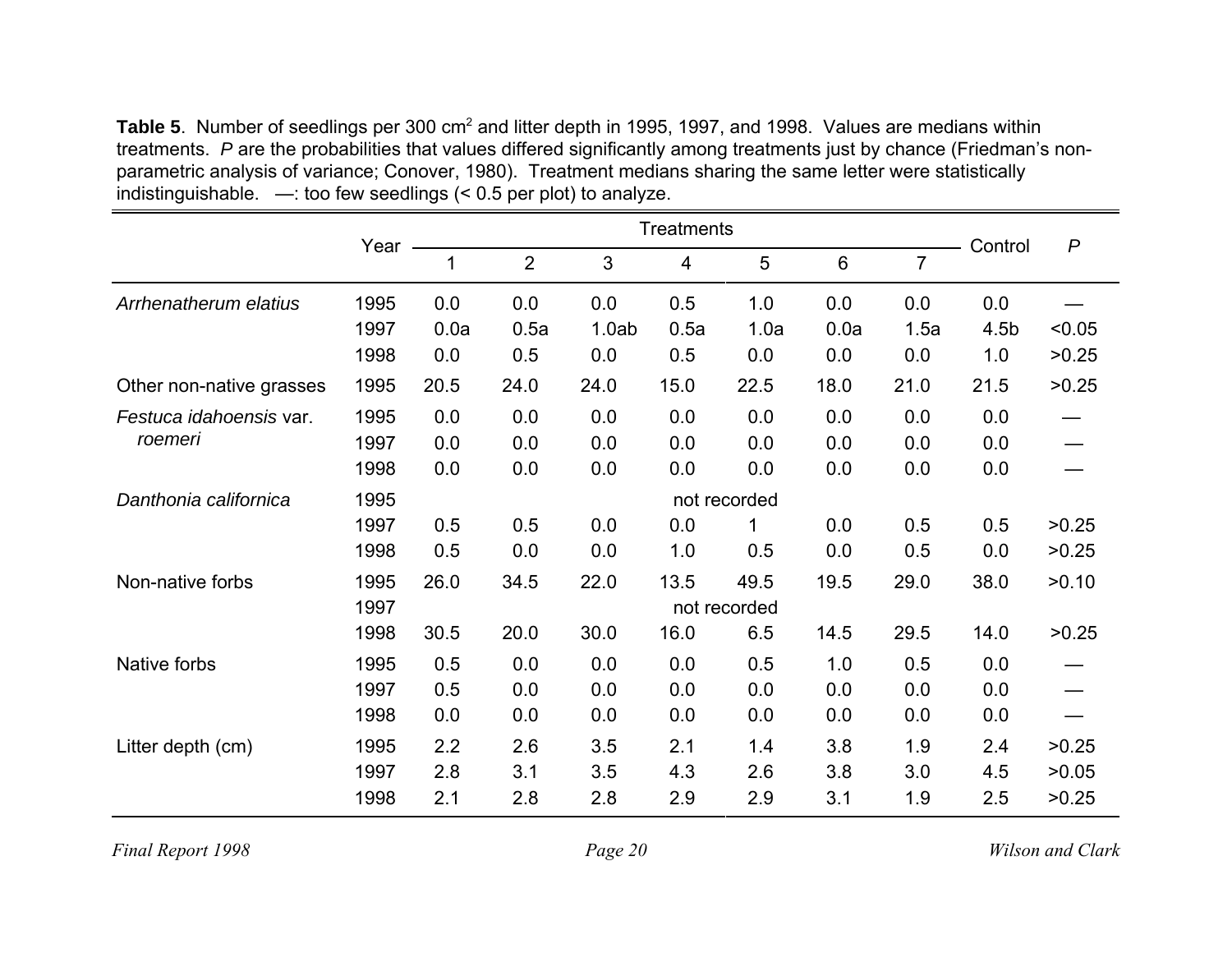**Table 5**. Number of seedlings per 300 cm$^2$ and litter depth in 1995, 1997, and 1998. Values are medians within treatments. *P* are the probabilities that values differed significantly among treatments just by chance (Friedman's non-parametric analysis of variance; Conover, 1980). Treatment medians sharing the same letter were statistically indistinguishable. —: too few seedlings (< 0.5 per plot) to analyze.

| | Year | Treatments | | | | | | | Control | *P* |
|---|---|---|---|---|---|---|---|---|---|---|
| | | 1 | 2 | 3 | 4 | 5 | 6 | 7 | | |
| *Arrhenatherum elatius* | 1995 | 0.0 | 0.0 | 0.0 | 0.5 | 1.0 | 0.0 | 0.0 | 0.0 | — |
| | 1997 | 0.0a | 0.5a | 1.0ab | 0.5a | 1.0a | 0.0a | 1.5a | 4.5b | <0.05 |
| | 1998 | 0.0 | 0.5 | 0.0 | 0.5 | 0.0 | 0.0 | 0.0 | 1.0 | >0.25 |
| Other non-native grasses | 1995 | 20.5 | 24.0 | 24.0 | 15.0 | 22.5 | 18.0 | 21.0 | 21.5 | >0.25 |
| *Festuca idahoensis* var. *roemeri* | 1995 | 0.0 | 0.0 | 0.0 | 0.0 | 0.0 | 0.0 | 0.0 | 0.0 | — |
| | 1997 | 0.0 | 0.0 | 0.0 | 0.0 | 0.0 | 0.0 | 0.0 | 0.0 | — |
| | 1998 | 0.0 | 0.0 | 0.0 | 0.0 | 0.0 | 0.0 | 0.0 | 0.0 | — |
| *Danthonia californica* | 1995 | not recorded | | | | | | | | |
| | 1997 | 0.5 | 0.5 | 0.0 | 0.0 | 1 | 0.0 | 0.5 | 0.5 | >0.25 |
| | 1998 | 0.5 | 0.0 | 0.0 | 1.0 | 0.5 | 0.0 | 0.5 | 0.0 | >0.25 |
| Non-native forbs | 1995 | 26.0 | 34.5 | 22.0 | 13.5 | 49.5 | 19.5 | 29.0 | 38.0 | >0.10 |
| | 1997 | not recorded | | | | | | | | |
| | 1998 | 30.5 | 20.0 | 30.0 | 16.0 | 6.5 | 14.5 | 29.5 | 14.0 | >0.25 |
| Native forbs | 1995 | 0.5 | 0.0 | 0.0 | 0.0 | 0.5 | 1.0 | 0.5 | 0.0 | — |
| | 1997 | 0.5 | 0.0 | 0.0 | 0.0 | 0.0 | 0.0 | 0.0 | 0.0 | — |
| | 1998 | 0.0 | 0.0 | 0.0 | 0.0 | 0.0 | 0.0 | 0.0 | 0.0 | — |
| Litter depth (cm) | 1995 | 2.2 | 2.6 | 3.5 | 2.1 | 1.4 | 3.8 | 1.9 | 2.4 | >0.25 |
| | 1997 | 2.8 | 3.1 | 3.5 | 4.3 | 2.6 | 3.8 | 3.0 | 4.5 | >0.05 |
| | 1998 | 2.1 | 2.8 | 2.8 | 2.9 | 2.9 | 3.1 | 1.9 | 2.5 | >0.25 |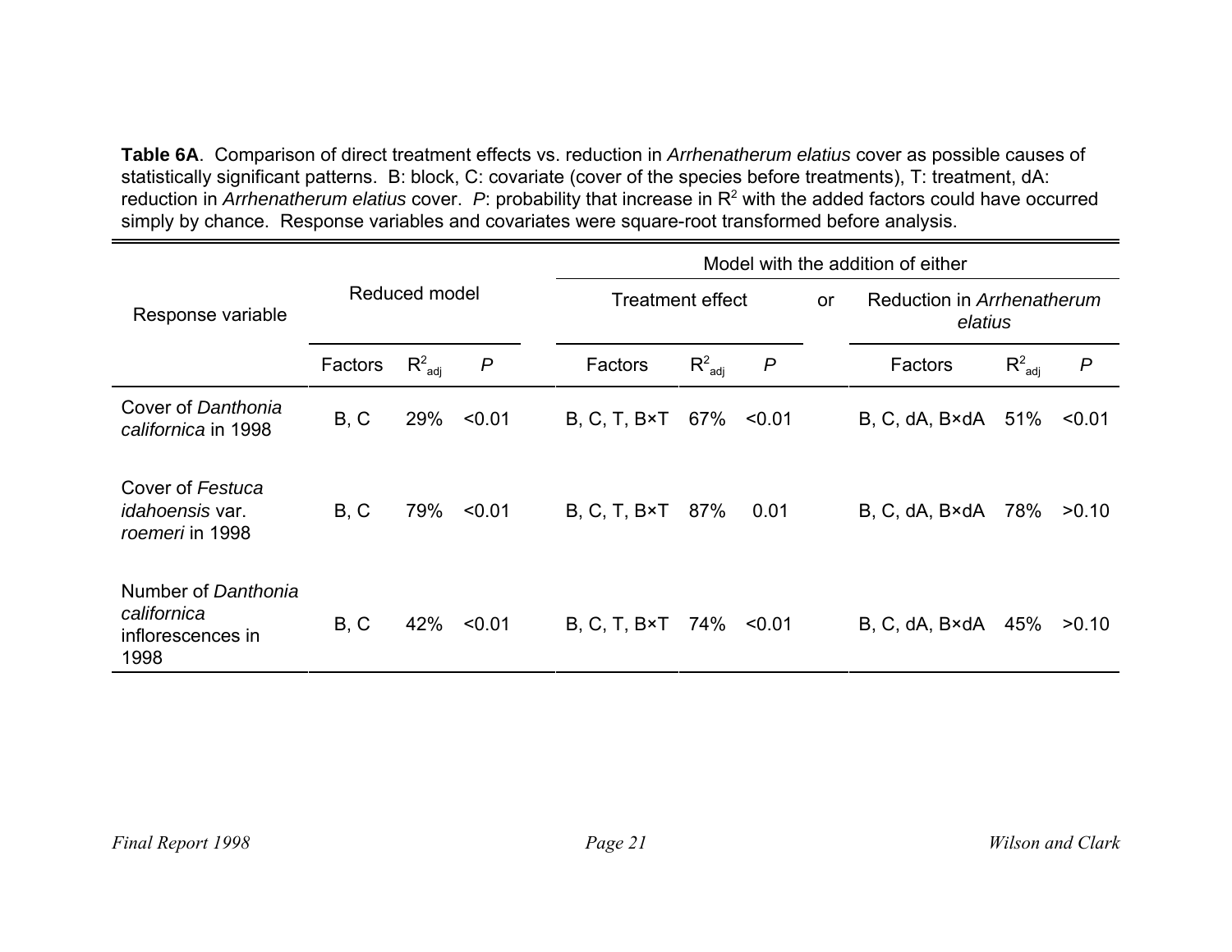**Table 6A**. Comparison of direct treatment effects vs. reduction in *Arrhenatherum elatius* cover as possible causes of statistically significant patterns. B: block, C: covariate (cover of the species before treatments), T: treatment, dA: reduction in *Arrhenatherum elatius* cover. *P*: probability that increase in $R^2$ with the added factors could have occurred simply by chance. Response variables and covariates were square-root transformed before analysis.

| Response variable | Reduced model | | | Model with the addition of either: Treatment effect | | | or | Reduction in *Arrhenatherum elatius* | | |
|---|---|---|---|---|---|---|---|---|---|---|
| | Factors | $R^2_{adj}$ | *P* | Factors | $R^2_{adj}$ | *P* | | Factors | $R^2_{adj}$ | *P* |
| Cover of *Danthonia californica* in 1998 | B, C | 29% | <0.01 | B, C, T, B×T | 67% | <0.01 | | B, C, dA, B×dA | 51% | <0.01 |
| Cover of *Festuca idahoensis* var. *roemeri* in 1998 | B, C | 79% | <0.01 | B, C, T, B×T | 87% | 0.01 | | B, C, dA, B×dA | 78% | >0.10 |
| Number of *Danthonia californica* inflorescences in 1998 | B, C | 42% | <0.01 | B, C, T, B×T | 74% | <0.01 | | B, C, dA, B×dA | 45% | >0.10 |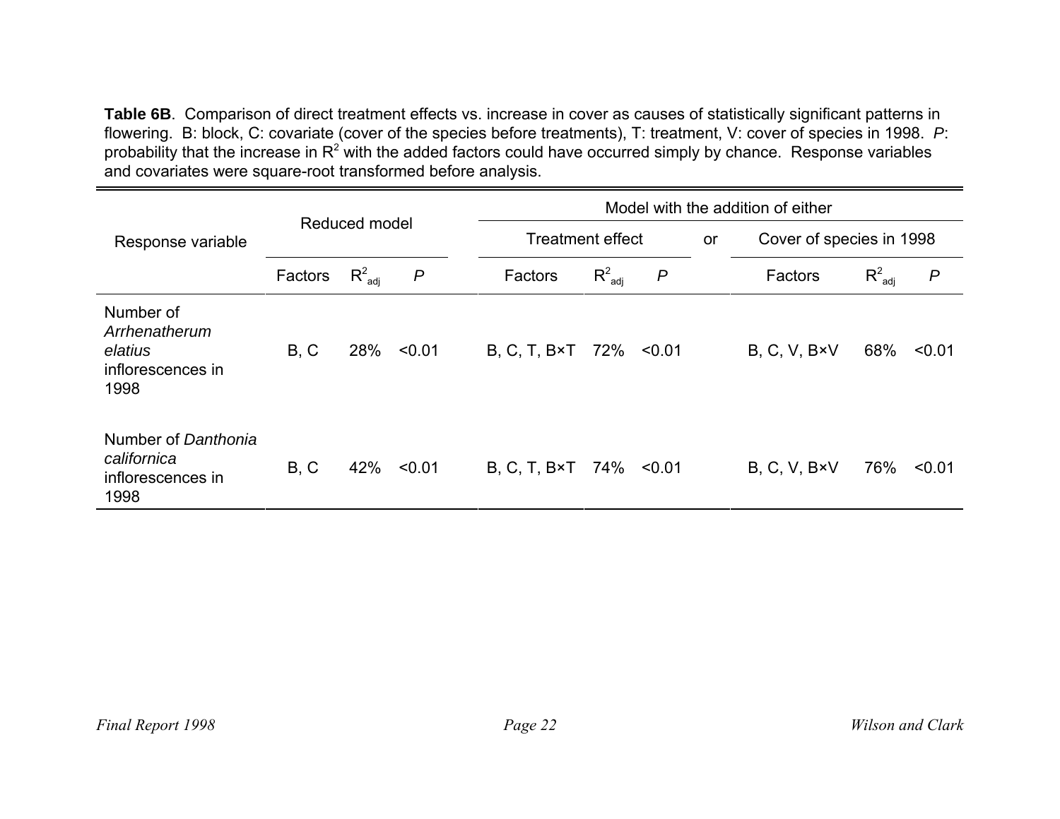**Table 6B**. Comparison of direct treatment effects vs. increase in cover as causes of statistically significant patterns in flowering. B: block, C: covariate (cover of the species before treatments), T: treatment, V: cover of species in 1998. *P*: probability that the increase in $R^2$ with the added factors could have occurred simply by chance. Response variables and covariates were square-root transformed before analysis.

| Response variable | Reduced model | | | Model with the addition of either | | | | | | |
|---|---|---|---|---|---|---|---|---|---|---|
| | | | | Treatment effect | | | or | Cover of species in 1998 | | |
| | Factors | $R^2_{adj}$ | *P* | Factors | $R^2_{adj}$ | *P* | | Factors | $R^2_{adj}$ | *P* |
| Number of *Arrhenatherum elatius* inflorescences in 1998 | B, C | 28% | <0.01 | B, C, T, B×T | 72% | <0.01 | | B, C, V, B×V | 68% | <0.01 |
| Number of *Danthonia californica* inflorescences in 1998 | B, C | 42% | <0.01 | B, C, T, B×T | 74% | <0.01 | | B, C, V, B×V | 76% | <0.01 |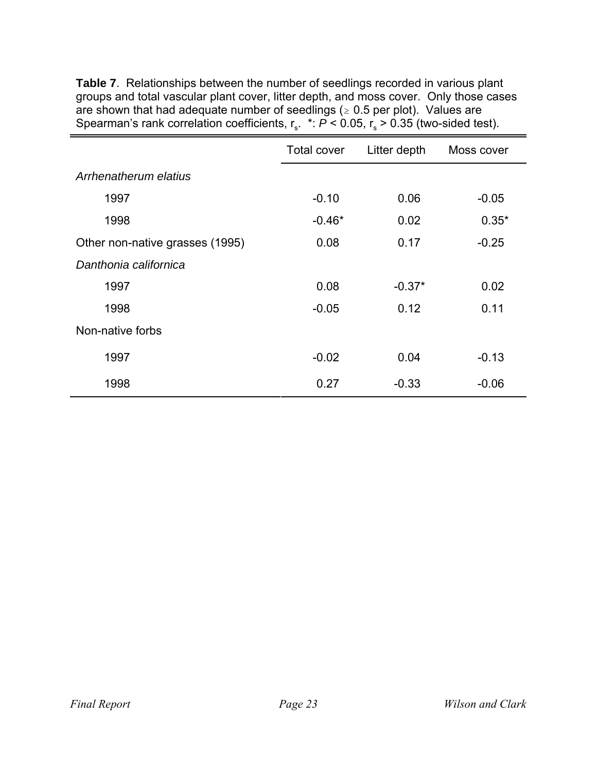**Table 7**. Relationships between the number of seedlings recorded in various plant groups and total vascular plant cover, litter depth, and moss cover. Only those cases are shown that had adequate number of seedlings (≥ 0.5 per plot). Values are Spearman's rank correlation coefficients, $r_s$. *: $P < 0.05$, $r_s > 0.35$ (two-sided test).

| | Total cover | Litter depth | Moss cover |
|---|---|---|---|
| *Arrhenatherum elatius* | | | |
| 1997 | -0.10 | 0.06 | -0.05 |
| 1998 | -0.46* | 0.02 | 0.35* |
| Other non-native grasses (1995) | 0.08 | 0.17 | -0.25 |
| *Danthonia californica* | | | |
| 1997 | 0.08 | -0.37* | 0.02 |
| 1998 | -0.05 | 0.12 | 0.11 |
| Non-native forbs | | | |
| 1997 | -0.02 | 0.04 | -0.13 |
| 1998 | 0.27 | -0.33 | -0.06 |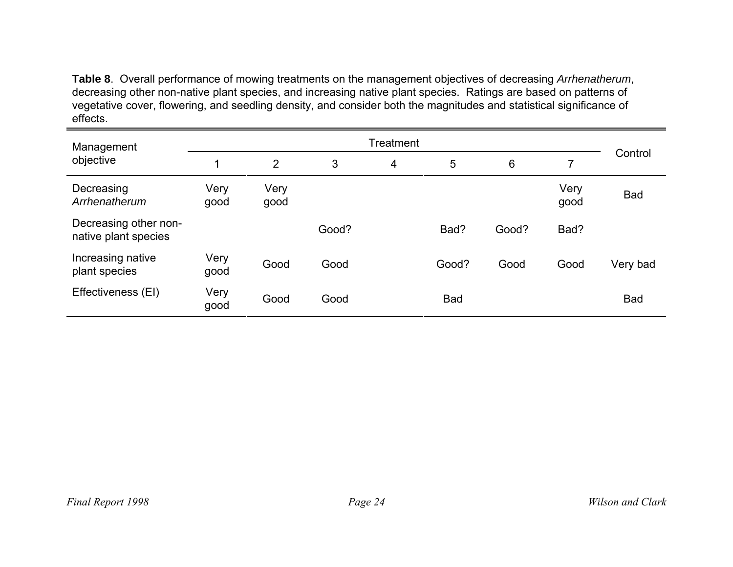**Table 8**. Overall performance of mowing treatments on the management objectives of decreasing *Arrhenatherum*, decreasing other non-native plant species, and increasing native plant species. Ratings are based on patterns of vegetative cover, flowering, and seedling density, and consider both the magnitudes and statistical significance of effects.

| Management objective | Treatment | | | | | | | Control |
|---|---|---|---|---|---|---|---|---|
| | 1 | 2 | 3 | 4 | 5 | 6 | 7 | |
| Decreasing *Arrhenatherum* | Very good | Very good | | | | | Very good | Bad |
| Decreasing other non-native plant species | | | Good? | | Bad? | Good? | Bad? | |
| Increasing native plant species | Very good | Good | Good | | Good? | Good | Good | Very bad |
| Effectiveness (EI) | Very good | Good | Good | | Bad | | | Bad |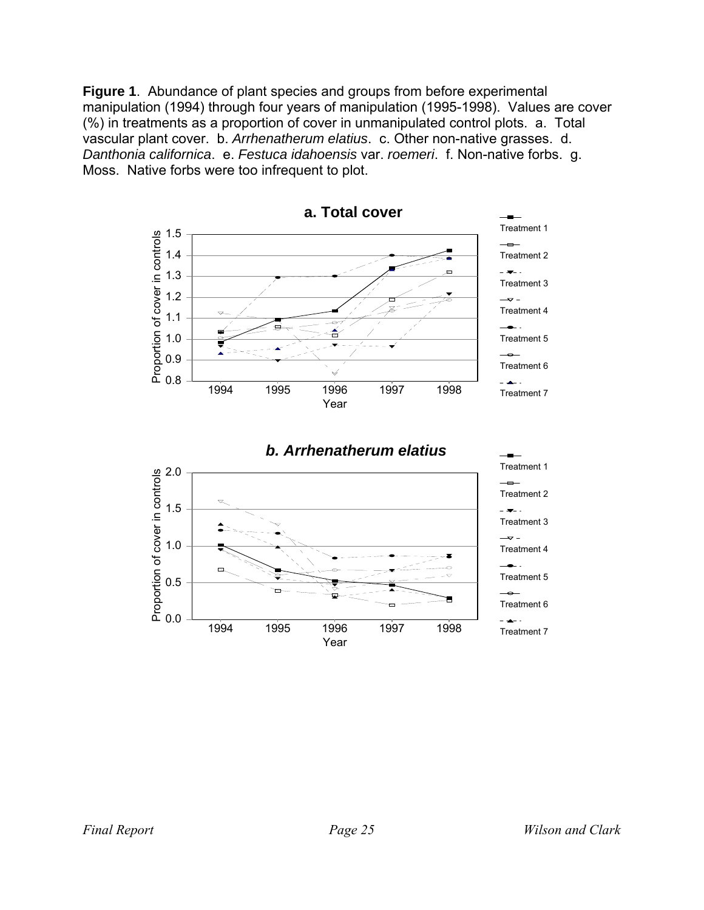**Figure 1**. Abundance of plant species and groups from before experimental manipulation (1994) through four years of manipulation (1995-1998). Values are cover (%) in treatments as a proportion of cover in unmanipulated control plots. a. Total vascular plant cover. b. *Arrhenatherum elatius*. c. Other non-native grasses. d. *Danthonia californica*. e. *Festuca idahoensis* var. *roemeri*. f. Non-native forbs. g. Moss. Native forbs were too infrequent to plot.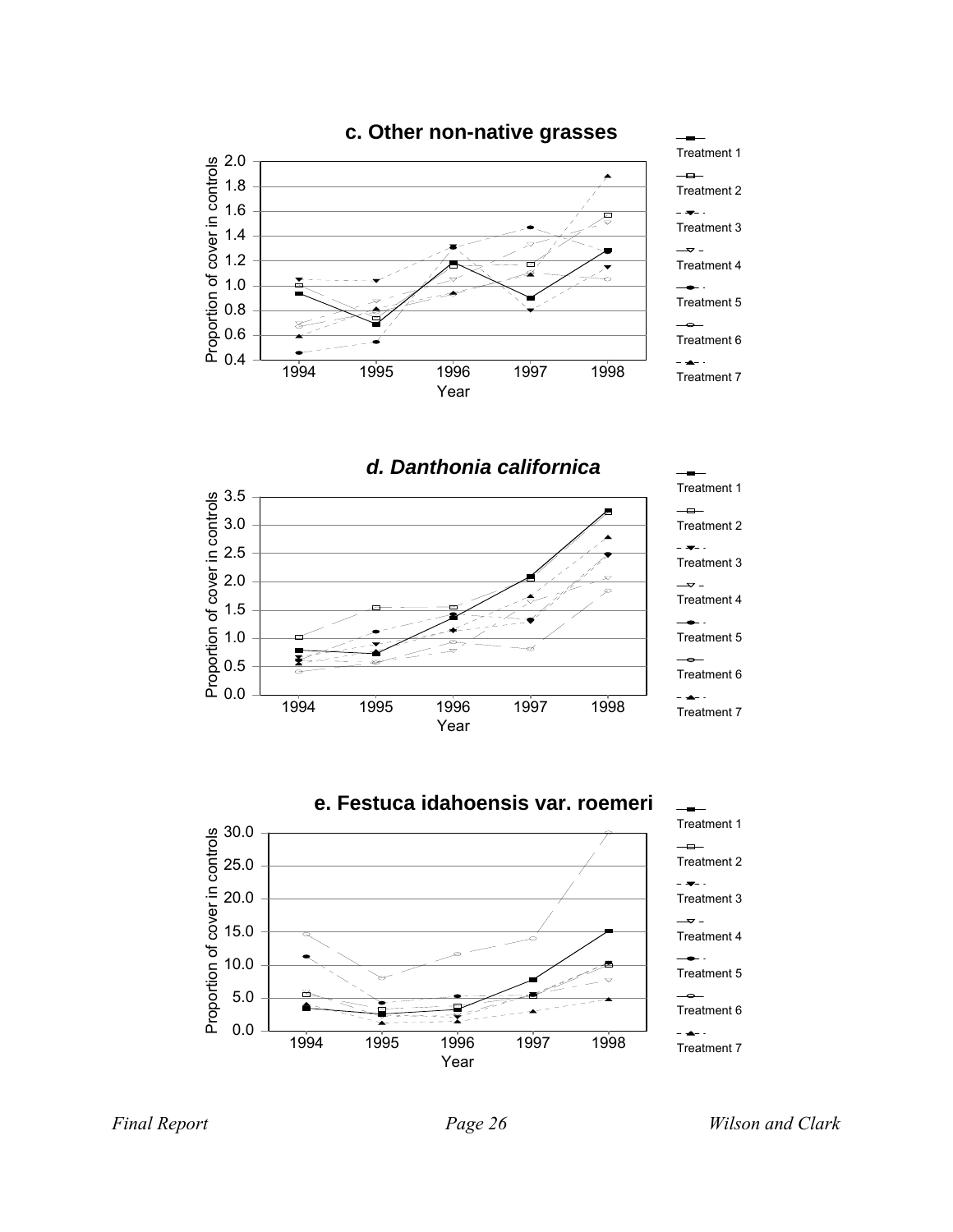## c. Other non-native grasses

Proportion of cover in controls (0.4–2.0) vs. Year (1994–1998)

Treatment 1, Treatment 2, Treatment 3, Treatment 4, Treatment 5, Treatment 6, Treatment 7

## *d. Danthonia californica*

Proportion of cover in controls (0.0–3.5) vs. Year (1994–1998)

Treatment 1, Treatment 2, Treatment 3, Treatment 4, Treatment 5, Treatment 6, Treatment 7

## e. Festuca idahoensis var. roemeri

Proportion of cover in controls (0.0–30.0) vs. Year (1994–1998)

Treatment 1, Treatment 2, Treatment 3, Treatment 4, Treatment 5, Treatment 6, Treatment 7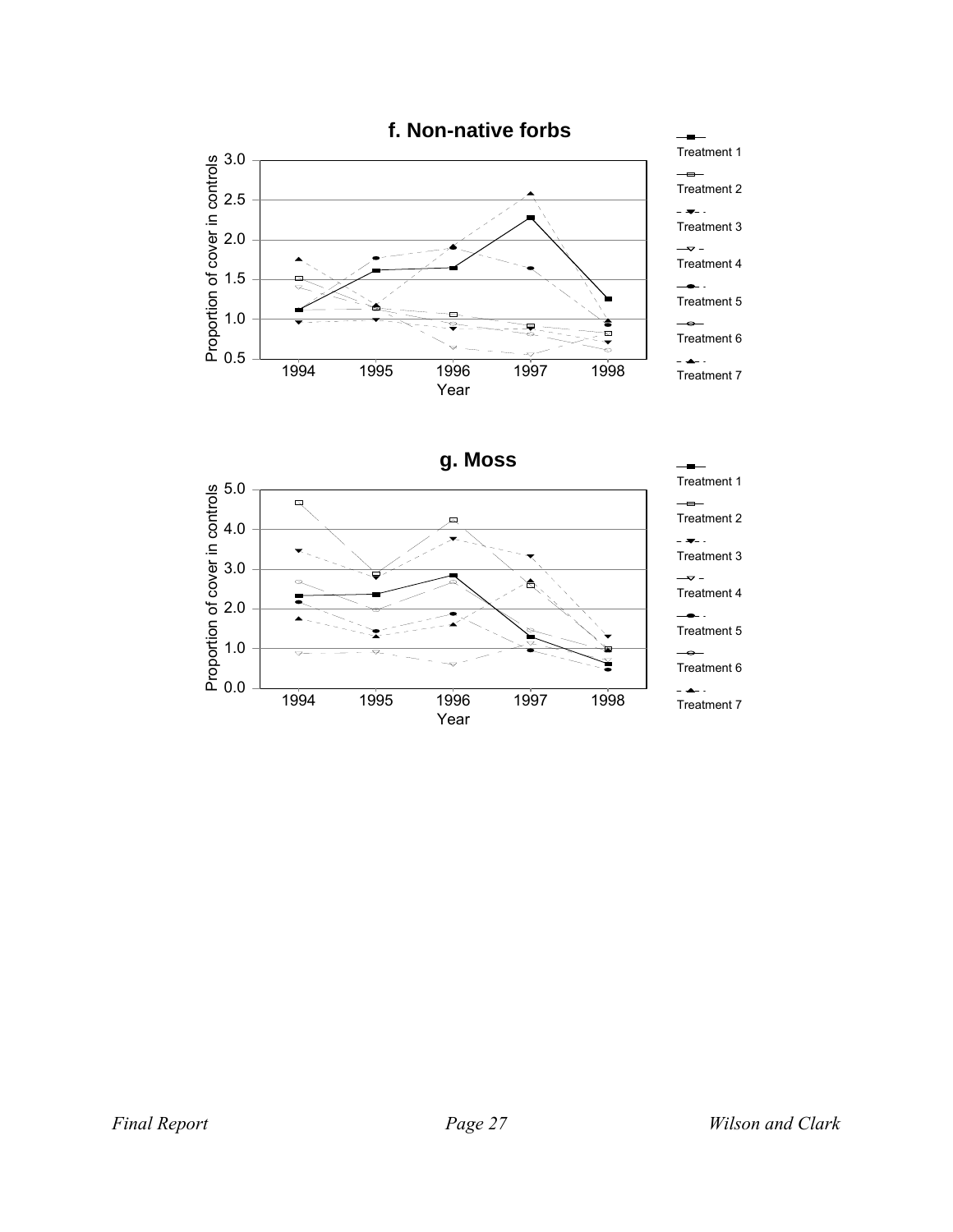**f. Non-native forbs**

Proportion of cover in controls

Year

Treatment 1
Treatment 2
Treatment 3
Treatment 4
Treatment 5
Treatment 6
Treatment 7

**g. Moss**

Proportion of cover in controls

Year

Treatment 1
Treatment 2
Treatment 3
Treatment 4
Treatment 5
Treatment 6
Treatment 7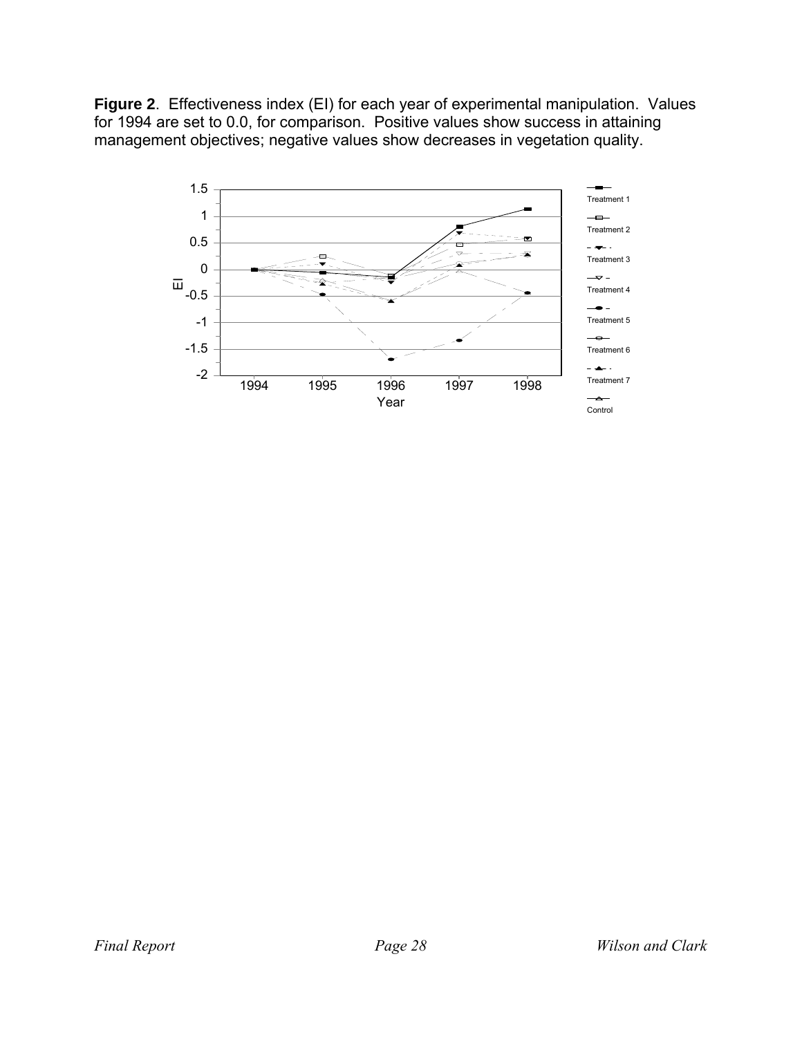**Figure 2**. Effectiveness index (EI) for each year of experimental manipulation. Values for 1994 are set to 0.0, for comparison. Positive values show success in attaining management objectives; negative values show decreases in vegetation quality.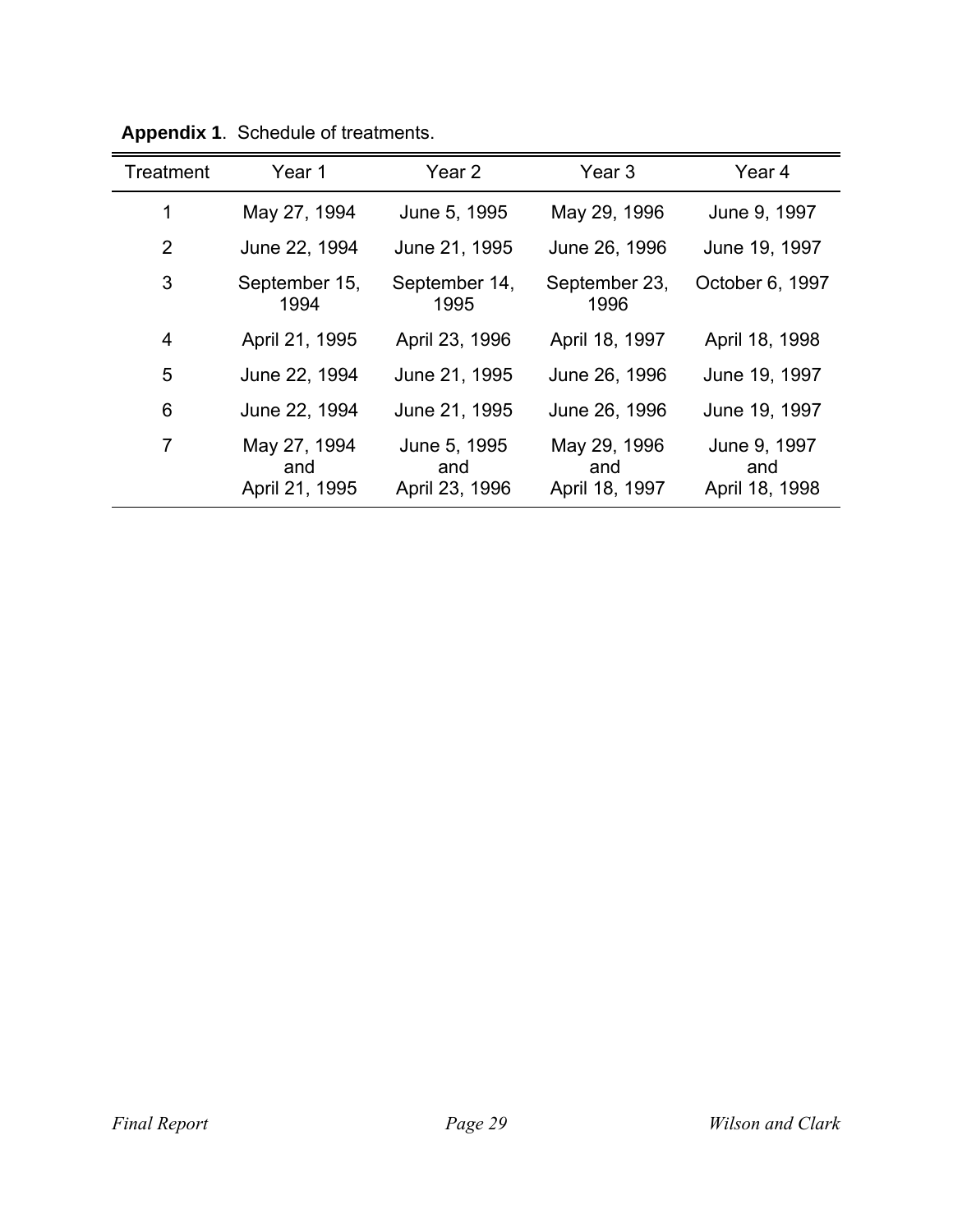**Appendix 1**. Schedule of treatments.

| Treatment | Year 1 | Year 2 | Year 3 | Year 4 |
|---|---|---|---|---|
| 1 | May 27, 1994 | June 5, 1995 | May 29, 1996 | June 9, 1997 |
| 2 | June 22, 1994 | June 21, 1995 | June 26, 1996 | June 19, 1997 |
| 3 | September 15, 1994 | September 14, 1995 | September 23, 1996 | October 6, 1997 |
| 4 | April 21, 1995 | April 23, 1996 | April 18, 1997 | April 18, 1998 |
| 5 | June 22, 1994 | June 21, 1995 | June 26, 1996 | June 19, 1997 |
| 6 | June 22, 1994 | June 21, 1995 | June 26, 1996 | June 19, 1997 |
| 7 | May 27, 1994 and April 21, 1995 | June 5, 1995 and April 23, 1996 | May 29, 1996 and April 18, 1997 | June 9, 1997 and April 18, 1998 |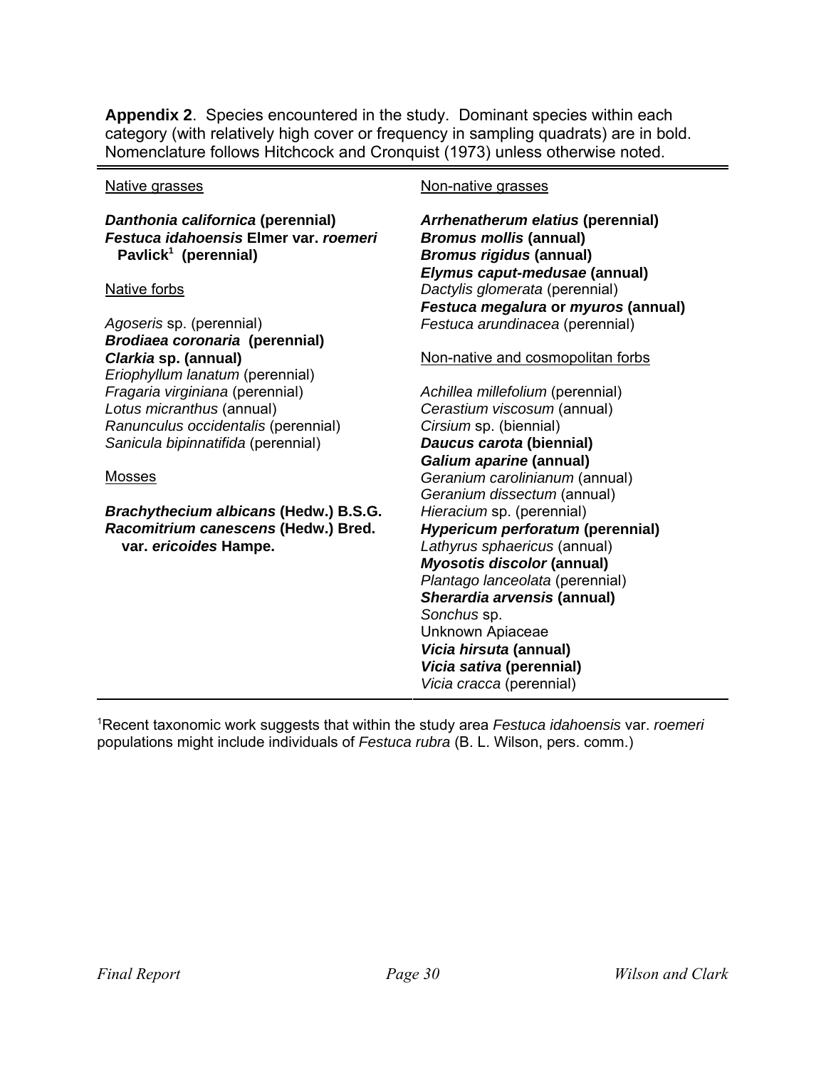**Appendix 2**. Species encountered in the study. Dominant species within each category (with relatively high cover or frequency in sampling quadrats) are in bold. Nomenclature follows Hitchcock and Cronquist (1973) unless otherwise noted.

Native grasses

***Danthonia californica* (perennial)**
***Festuca idahoensis* Elmer var. *roemeri* Pavlick[1] (perennial)**

Native forbs

*Agoseris* sp. (perennial)
***Brodiaea coronaria* (perennial)**
***Clarkia* sp. (annual)**
*Eriophyllum lanatum* (perennial)
*Fragaria virginiana* (perennial)
*Lotus micranthus* (annual)
*Ranunculus occidentalis* (perennial)
*Sanicula bipinnatifida* (perennial)

Mosses

***Brachythecium albicans* (Hedw.) B.S.G.**
***Racomitrium canescens* (Hedw.) Bred. var. *ericoides* Hampe.**

Non-native grasses

***Arrhenatherum elatius* (perennial)**
***Bromus mollis* (annual)**
***Bromus rigidus* (annual)**
***Elymus caput-medusae* (annual)**
*Dactylis glomerata* (perennial)
***Festuca megalura* or *myuros* (annual)**
*Festuca arundinacea* (perennial)

Non-native and cosmopolitan forbs

*Achillea millefolium* (perennial)
*Cerastium viscosum* (annual)
*Cirsium* sp. (biennial)
***Daucus carota* (biennial)**
***Galium aparine* (annual)**
*Geranium carolinianum* (annual)
*Geranium dissectum* (annual)
*Hieracium* sp. (perennial)
***Hypericum perforatum* (perennial)**
*Lathyrus sphaericus* (annual)
***Myosotis discolor* (annual)**
*Plantago lanceolata* (perennial)
***Sherardia arvensis* (annual)**
*Sonchus* sp.
Unknown Apiaceae
***Vicia hirsuta* (annual)**
***Vicia sativa* (perennial)**
*Vicia cracca* (perennial)

[1]Recent taxonomic work suggests that within the study area *Festuca idahoensis* var. *roemeri* populations might include individuals of *Festuca rubra* (B. L. Wilson, pers. comm.)